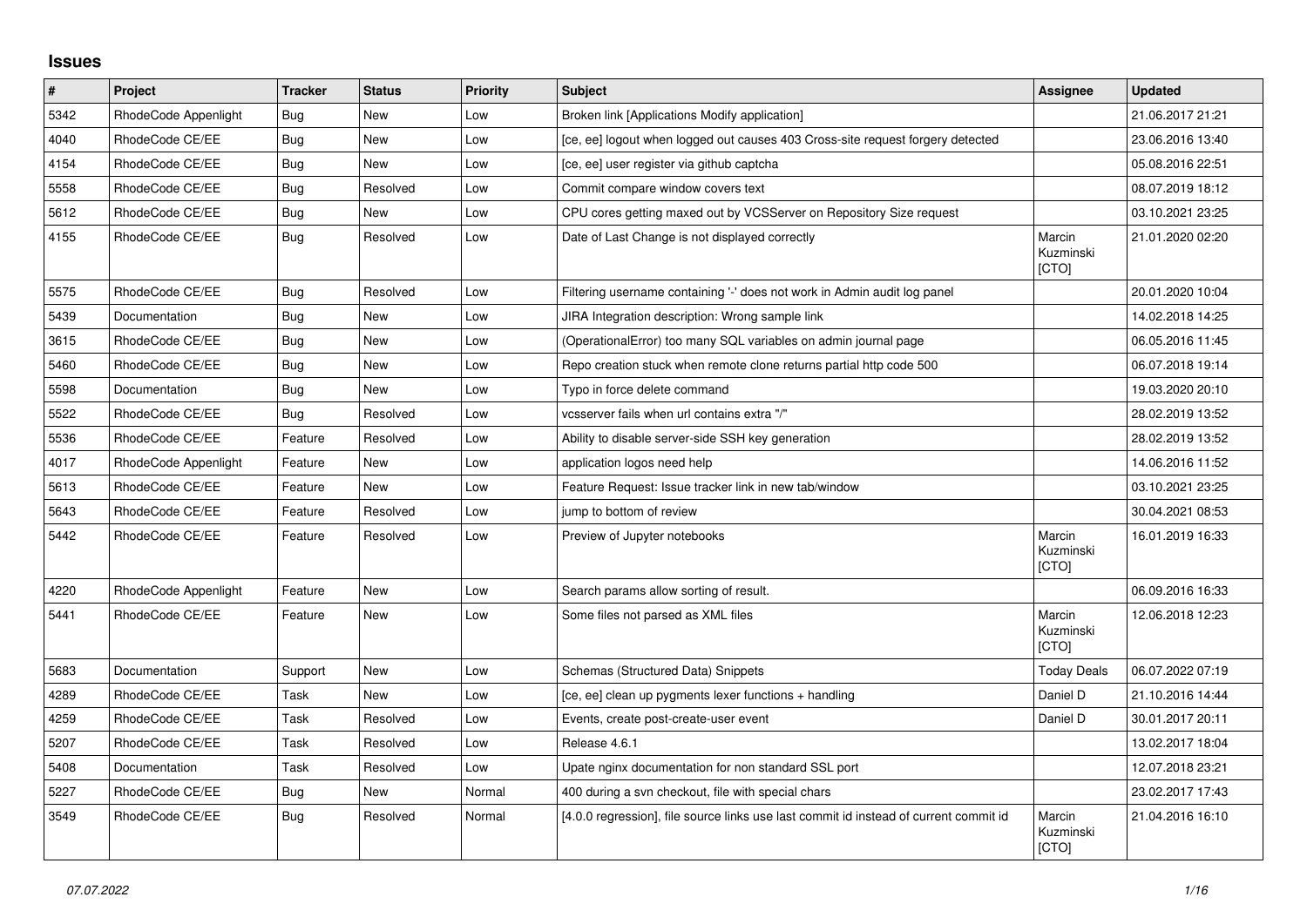## Issues

| # | Project | Tracker | Status | Priority | Subject | Assignee | Updated |
|---|---|---|---|---|---|---|---|
| 5342 | RhodeCode Appenlight | Bug | New | Low | Broken link [Applications Modify application] | | 21.06.2017 21:21 |
| 4040 | RhodeCode CE/EE | Bug | New | Low | [ce, ee] logout when logged out causes 403 Cross-site request forgery detected | | 23.06.2016 13:40 |
| 4154 | RhodeCode CE/EE | Bug | New | Low | [ce, ee] user register via github captcha | | 05.08.2016 22:51 |
| 5558 | RhodeCode CE/EE | Bug | Resolved | Low | Commit compare window covers text | | 08.07.2019 18:12 |
| 5612 | RhodeCode CE/EE | Bug | New | Low | CPU cores getting maxed out by VCSServer on Repository Size request | | 03.10.2021 23:25 |
| 4155 | RhodeCode CE/EE | Bug | Resolved | Low | Date of Last Change is not displayed correctly | Marcin Kuzminski [CTO] | 21.01.2020 02:20 |
| 5575 | RhodeCode CE/EE | Bug | Resolved | Low | Filtering username containing '-' does not work in Admin audit log panel | | 20.01.2020 10:04 |
| 5439 | Documentation | Bug | New | Low | JIRA Integration description: Wrong sample link | | 14.02.2018 14:25 |
| 3615 | RhodeCode CE/EE | Bug | New | Low | (OperationalError) too many SQL variables on admin journal page | | 06.05.2016 11:45 |
| 5460 | RhodeCode CE/EE | Bug | New | Low | Repo creation stuck when remote clone returns partial http code 500 | | 06.07.2018 19:14 |
| 5598 | Documentation | Bug | New | Low | Typo in force delete command | | 19.03.2020 20:10 |
| 5522 | RhodeCode CE/EE | Bug | Resolved | Low | vcsserver fails when url contains extra "/" | | 28.02.2019 13:52 |
| 5536 | RhodeCode CE/EE | Feature | Resolved | Low | Ability to disable server-side SSH key generation | | 28.02.2019 13:52 |
| 4017 | RhodeCode Appenlight | Feature | New | Low | application logos need help | | 14.06.2016 11:52 |
| 5613 | RhodeCode CE/EE | Feature | New | Low | Feature Request: Issue tracker link in new tab/window | | 03.10.2021 23:25 |
| 5643 | RhodeCode CE/EE | Feature | Resolved | Low | jump to bottom of review | | 30.04.2021 08:53 |
| 5442 | RhodeCode CE/EE | Feature | Resolved | Low | Preview of Jupyter notebooks | Marcin Kuzminski [CTO] | 16.01.2019 16:33 |
| 4220 | RhodeCode Appenlight | Feature | New | Low | Search params allow sorting of result. | | 06.09.2016 16:33 |
| 5441 | RhodeCode CE/EE | Feature | New | Low | Some files not parsed as XML files | Marcin Kuzminski [CTO] | 12.06.2018 12:23 |
| 5683 | Documentation | Support | New | Low | Schemas (Structured Data) Snippets | Today Deals | 06.07.2022 07:19 |
| 4289 | RhodeCode CE/EE | Task | New | Low | [ce, ee] clean up pygments lexer functions + handling | Daniel D | 21.10.2016 14:44 |
| 4259 | RhodeCode CE/EE | Task | Resolved | Low | Events, create post-create-user event | Daniel D | 30.01.2017 20:11 |
| 5207 | RhodeCode CE/EE | Task | Resolved | Low | Release 4.6.1 | | 13.02.2017 18:04 |
| 5408 | Documentation | Task | Resolved | Low | Upate nginx documentation for non standard SSL port | | 12.07.2018 23:21 |
| 5227 | RhodeCode CE/EE | Bug | New | Normal | 400 during a svn checkout, file with special chars | | 23.02.2017 17:43 |
| 3549 | RhodeCode CE/EE | Bug | Resolved | Normal | [4.0.0 regression], file source links use last commit id instead of current commit id | Marcin Kuzminski [CTO] | 21.04.2016 16:10 |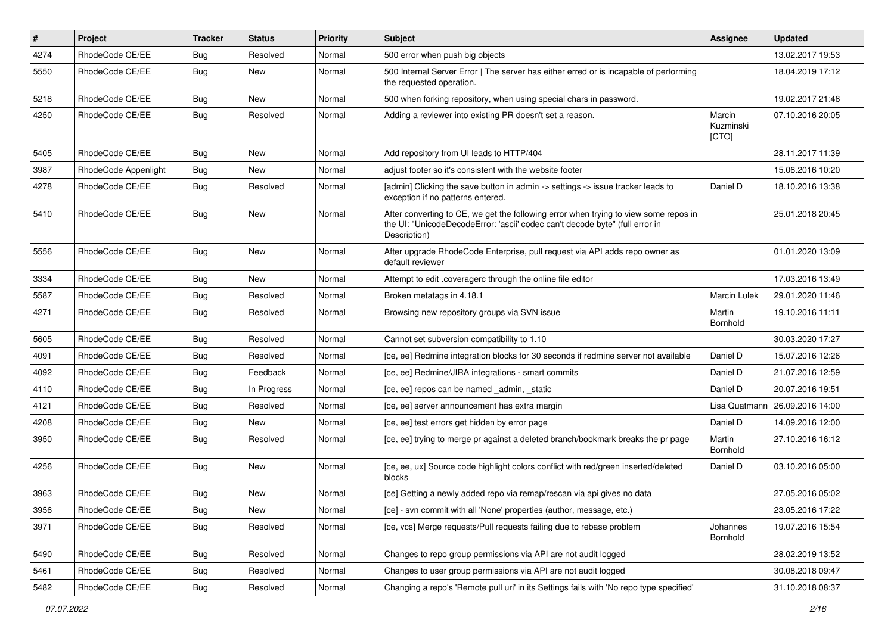| # | Project | Tracker | Status | Priority | Subject | Assignee | Updated |
|---|---|---|---|---|---|---|---|
| 4274 | RhodeCode CE/EE | Bug | Resolved | Normal | 500 error when push big objects | | 13.02.2017 19:53 |
| 5550 | RhodeCode CE/EE | Bug | New | Normal | 500 Internal Server Error \| The server has either erred or is incapable of performing the requested operation. | | 18.04.2019 17:12 |
| 5218 | RhodeCode CE/EE | Bug | New | Normal | 500 when forking repository, when using special chars in password. | | 19.02.2017 21:46 |
| 4250 | RhodeCode CE/EE | Bug | Resolved | Normal | Adding a reviewer into existing PR doesn't set a reason. | Marcin Kuzminski [CTO] | 07.10.2016 20:05 |
| 5405 | RhodeCode CE/EE | Bug | New | Normal | Add repository from UI leads to HTTP/404 | | 28.11.2017 11:39 |
| 3987 | RhodeCode Appenlight | Bug | New | Normal | adjust footer so it's consistent with the website footer | | 15.06.2016 10:20 |
| 4278 | RhodeCode CE/EE | Bug | Resolved | Normal | [admin] Clicking the save button in admin -> settings -> issue tracker leads to exception if no patterns entered. | Daniel D | 18.10.2016 13:38 |
| 5410 | RhodeCode CE/EE | Bug | New | Normal | After converting to CE, we get the following error when trying to view some repos in the UI: "UnicodeDecodeError: 'ascii' codec can't decode byte" (full error in Description) | | 25.01.2018 20:45 |
| 5556 | RhodeCode CE/EE | Bug | New | Normal | After upgrade RhodeCode Enterprise, pull request via API adds repo owner as default reviewer | | 01.01.2020 13:09 |
| 3334 | RhodeCode CE/EE | Bug | New | Normal | Attempt to edit .coveragerc through the online file editor | | 17.03.2016 13:49 |
| 5587 | RhodeCode CE/EE | Bug | Resolved | Normal | Broken metatags in 4.18.1 | Marcin Lulek | 29.01.2020 11:46 |
| 4271 | RhodeCode CE/EE | Bug | Resolved | Normal | Browsing new repository groups via SVN issue | Martin Bornhold | 19.10.2016 11:11 |
| 5605 | RhodeCode CE/EE | Bug | Resolved | Normal | Cannot set subversion compatibility to 1.10 | | 30.03.2020 17:27 |
| 4091 | RhodeCode CE/EE | Bug | Resolved | Normal | [ce, ee] Redmine integration blocks for 30 seconds if redmine server not available | Daniel D | 15.07.2016 12:26 |
| 4092 | RhodeCode CE/EE | Bug | Feedback | Normal | [ce, ee] Redmine/JIRA integrations - smart commits | Daniel D | 21.07.2016 12:59 |
| 4110 | RhodeCode CE/EE | Bug | In Progress | Normal | [ce, ee] repos can be named _admin, _static | Daniel D | 20.07.2016 19:51 |
| 4121 | RhodeCode CE/EE | Bug | Resolved | Normal | [ce, ee] server announcement has extra margin | Lisa Quatmann | 26.09.2016 14:00 |
| 4208 | RhodeCode CE/EE | Bug | New | Normal | [ce, ee] test errors get hidden by error page | Daniel D | 14.09.2016 12:00 |
| 3950 | RhodeCode CE/EE | Bug | Resolved | Normal | [ce, ee] trying to merge pr against a deleted branch/bookmark breaks the pr page | Martin Bornhold | 27.10.2016 16:12 |
| 4256 | RhodeCode CE/EE | Bug | New | Normal | [ce, ee, ux] Source code highlight colors conflict with red/green inserted/deleted blocks | Daniel D | 03.10.2016 05:00 |
| 3963 | RhodeCode CE/EE | Bug | New | Normal | [ce] Getting a newly added repo via remap/rescan via api gives no data | | 27.05.2016 05:02 |
| 3956 | RhodeCode CE/EE | Bug | New | Normal | [ce] - svn commit with all 'None' properties (author, message, etc.) | | 23.05.2016 17:22 |
| 3971 | RhodeCode CE/EE | Bug | Resolved | Normal | [ce, vcs] Merge requests/Pull requests failing due to rebase problem | Johannes Bornhold | 19.07.2016 15:54 |
| 5490 | RhodeCode CE/EE | Bug | Resolved | Normal | Changes to repo group permissions via API are not audit logged | | 28.02.2019 13:52 |
| 5461 | RhodeCode CE/EE | Bug | Resolved | Normal | Changes to user group permissions via API are not audit logged | | 30.08.2018 09:47 |
| 5482 | RhodeCode CE/EE | Bug | Resolved | Normal | Changing a repo's 'Remote pull uri' in its Settings fails with 'No repo type specified' | | 31.10.2018 08:37 |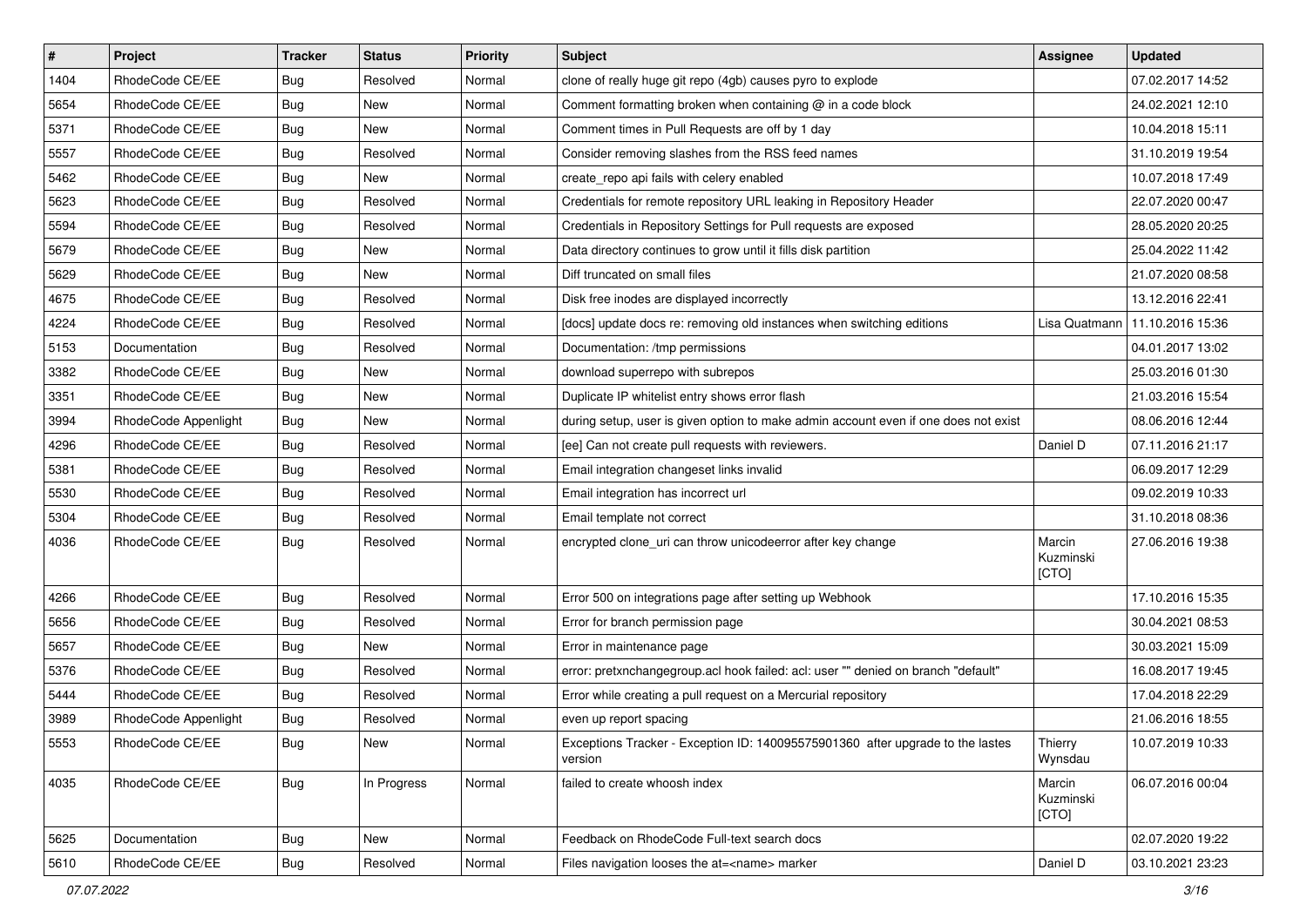| # | Project | Tracker | Status | Priority | Subject | Assignee | Updated |
|---|---|---|---|---|---|---|---|
| 1404 | RhodeCode CE/EE | Bug | Resolved | Normal | clone of really huge git repo (4gb) causes pyro to explode | | 07.02.2017 14:52 |
| 5654 | RhodeCode CE/EE | Bug | New | Normal | Comment formatting broken when containing @ in a code block | | 24.02.2021 12:10 |
| 5371 | RhodeCode CE/EE | Bug | New | Normal | Comment times in Pull Requests are off by 1 day | | 10.04.2018 15:11 |
| 5557 | RhodeCode CE/EE | Bug | Resolved | Normal | Consider removing slashes from the RSS feed names | | 31.10.2019 19:54 |
| 5462 | RhodeCode CE/EE | Bug | New | Normal | create_repo api fails with celery enabled | | 10.07.2018 17:49 |
| 5623 | RhodeCode CE/EE | Bug | Resolved | Normal | Credentials for remote repository URL leaking in Repository Header | | 22.07.2020 00:47 |
| 5594 | RhodeCode CE/EE | Bug | Resolved | Normal | Credentials in Repository Settings for Pull requests are exposed | | 28.05.2020 20:25 |
| 5679 | RhodeCode CE/EE | Bug | New | Normal | Data directory continues to grow until it fills disk partition | | 25.04.2022 11:42 |
| 5629 | RhodeCode CE/EE | Bug | New | Normal | Diff truncated on small files | | 21.07.2020 08:58 |
| 4675 | RhodeCode CE/EE | Bug | Resolved | Normal | Disk free inodes are displayed incorrectly | | 13.12.2016 22:41 |
| 4224 | RhodeCode CE/EE | Bug | Resolved | Normal | [docs] update docs re: removing old instances when switching editions | Lisa Quatmann | 11.10.2016 15:36 |
| 5153 | Documentation | Bug | Resolved | Normal | Documentation: /tmp permissions | | 04.01.2017 13:02 |
| 3382 | RhodeCode CE/EE | Bug | New | Normal | download superrepo with subrepos | | 25.03.2016 01:30 |
| 3351 | RhodeCode CE/EE | Bug | New | Normal | Duplicate IP whitelist entry shows error flash | | 21.03.2016 15:54 |
| 3994 | RhodeCode Appenlight | Bug | New | Normal | during setup, user is given option to make admin account even if one does not exist | | 08.06.2016 12:44 |
| 4296 | RhodeCode CE/EE | Bug | Resolved | Normal | [ee] Can not create pull requests with reviewers. | Daniel D | 07.11.2016 21:17 |
| 5381 | RhodeCode CE/EE | Bug | Resolved | Normal | Email integration changeset links invalid | | 06.09.2017 12:29 |
| 5530 | RhodeCode CE/EE | Bug | Resolved | Normal | Email integration has incorrect url | | 09.02.2019 10:33 |
| 5304 | RhodeCode CE/EE | Bug | Resolved | Normal | Email template not correct | | 31.10.2018 08:36 |
| 4036 | RhodeCode CE/EE | Bug | Resolved | Normal | encrypted clone_uri can throw unicodeerror after key change | Marcin Kuzminski [CTO] | 27.06.2016 19:38 |
| 4266 | RhodeCode CE/EE | Bug | Resolved | Normal | Error 500 on integrations page after setting up Webhook | | 17.10.2016 15:35 |
| 5656 | RhodeCode CE/EE | Bug | Resolved | Normal | Error for branch permission page | | 30.04.2021 08:53 |
| 5657 | RhodeCode CE/EE | Bug | New | Normal | Error in maintenance page | | 30.03.2021 15:09 |
| 5376 | RhodeCode CE/EE | Bug | Resolved | Normal | error: pretxnchangegroup.acl hook failed: acl: user "" denied on branch "default" | | 16.08.2017 19:45 |
| 5444 | RhodeCode CE/EE | Bug | Resolved | Normal | Error while creating a pull request on a Mercurial repository | | 17.04.2018 22:29 |
| 3989 | RhodeCode Appenlight | Bug | Resolved | Normal | even up report spacing | | 21.06.2016 18:55 |
| 5553 | RhodeCode CE/EE | Bug | New | Normal | Exceptions Tracker - Exception ID: 140095575901360 after upgrade to the lastes version | Thierry Wynsdau | 10.07.2019 10:33 |
| 4035 | RhodeCode CE/EE | Bug | In Progress | Normal | failed to create whoosh index | Marcin Kuzminski [CTO] | 06.07.2016 00:04 |
| 5625 | Documentation | Bug | New | Normal | Feedback on RhodeCode Full-text search docs | | 02.07.2020 19:22 |
| 5610 | RhodeCode CE/EE | Bug | Resolved | Normal | Files navigation looses the at=<name> marker | Daniel D | 03.10.2021 23:23 |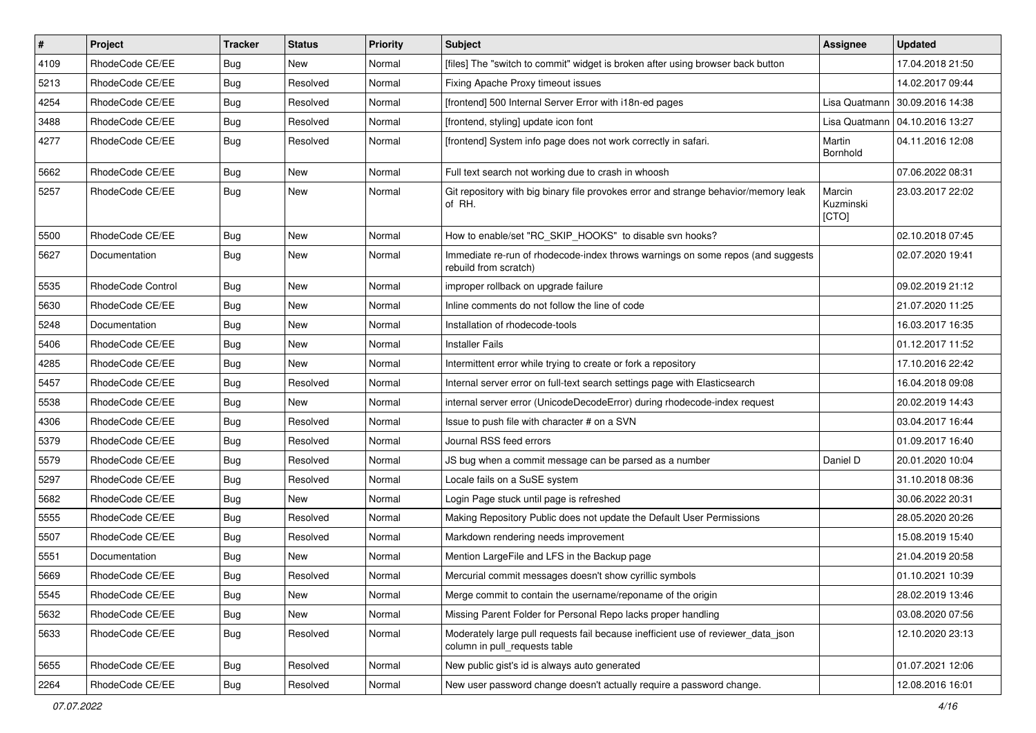| # | Project | Tracker | Status | Priority | Subject | Assignee | Updated |
|---|---|---|---|---|---|---|---|
| 4109 | RhodeCode CE/EE | Bug | New | Normal | [files] The "switch to commit" widget is broken after using browser back button | | 17.04.2018 21:50 |
| 5213 | RhodeCode CE/EE | Bug | Resolved | Normal | Fixing Apache Proxy timeout issues | | 14.02.2017 09:44 |
| 4254 | RhodeCode CE/EE | Bug | Resolved | Normal | [frontend] 500 Internal Server Error with i18n-ed pages | Lisa Quatmann | 30.09.2016 14:38 |
| 3488 | RhodeCode CE/EE | Bug | Resolved | Normal | [frontend, styling] update icon font | Lisa Quatmann | 04.10.2016 13:27 |
| 4277 | RhodeCode CE/EE | Bug | Resolved | Normal | [frontend] System info page does not work correctly in safari. | Martin Bornhold | 04.11.2016 12:08 |
| 5662 | RhodeCode CE/EE | Bug | New | Normal | Full text search not working due to crash in whoosh | | 07.06.2022 08:31 |
| 5257 | RhodeCode CE/EE | Bug | New | Normal | Git repository with big binary file provokes error and strange behavior/memory leak of RH. | Marcin Kuzminski [CTO] | 23.03.2017 22:02 |
| 5500 | RhodeCode CE/EE | Bug | New | Normal | How to enable/set "RC_SKIP_HOOKS" to disable svn hooks? | | 02.10.2018 07:45 |
| 5627 | Documentation | Bug | New | Normal | Immediate re-run of rhodecode-index throws warnings on some repos (and suggests rebuild from scratch) | | 02.07.2020 19:41 |
| 5535 | RhodeCode Control | Bug | New | Normal | improper rollback on upgrade failure | | 09.02.2019 21:12 |
| 5630 | RhodeCode CE/EE | Bug | New | Normal | Inline comments do not follow the line of code | | 21.07.2020 11:25 |
| 5248 | Documentation | Bug | New | Normal | Installation of rhodecode-tools | | 16.03.2017 16:35 |
| 5406 | RhodeCode CE/EE | Bug | New | Normal | Installer Fails | | 01.12.2017 11:52 |
| 4285 | RhodeCode CE/EE | Bug | New | Normal | Intermittent error while trying to create or fork a repository | | 17.10.2016 22:42 |
| 5457 | RhodeCode CE/EE | Bug | Resolved | Normal | Internal server error on full-text search settings page with Elasticsearch | | 16.04.2018 09:08 |
| 5538 | RhodeCode CE/EE | Bug | New | Normal | internal server error (UnicodeDecodeError) during rhodecode-index request | | 20.02.2019 14:43 |
| 4306 | RhodeCode CE/EE | Bug | Resolved | Normal | Issue to push file with character # on a SVN | | 03.04.2017 16:44 |
| 5379 | RhodeCode CE/EE | Bug | Resolved | Normal | Journal RSS feed errors | | 01.09.2017 16:40 |
| 5579 | RhodeCode CE/EE | Bug | Resolved | Normal | JS bug when a commit message can be parsed as a number | Daniel D | 20.01.2020 10:04 |
| 5297 | RhodeCode CE/EE | Bug | Resolved | Normal | Locale fails on a SuSE system | | 31.10.2018 08:36 |
| 5682 | RhodeCode CE/EE | Bug | New | Normal | Login Page stuck until page is refreshed | | 30.06.2022 20:31 |
| 5555 | RhodeCode CE/EE | Bug | Resolved | Normal | Making Repository Public does not update the Default User Permissions | | 28.05.2020 20:26 |
| 5507 | RhodeCode CE/EE | Bug | Resolved | Normal | Markdown rendering needs improvement | | 15.08.2019 15:40 |
| 5551 | Documentation | Bug | New | Normal | Mention LargeFile and LFS in the Backup page | | 21.04.2019 20:58 |
| 5669 | RhodeCode CE/EE | Bug | Resolved | Normal | Mercurial commit messages doesn't show cyrillic symbols | | 01.10.2021 10:39 |
| 5545 | RhodeCode CE/EE | Bug | New | Normal | Merge commit to contain the username/reponame of the origin | | 28.02.2019 13:46 |
| 5632 | RhodeCode CE/EE | Bug | New | Normal | Missing Parent Folder for Personal Repo lacks proper handling | | 03.08.2020 07:56 |
| 5633 | RhodeCode CE/EE | Bug | Resolved | Normal | Moderately large pull requests fail because inefficient use of reviewer_data_json column in pull_requests table | | 12.10.2020 23:13 |
| 5655 | RhodeCode CE/EE | Bug | Resolved | Normal | New public gist's id is always auto generated | | 01.07.2021 12:06 |
| 2264 | RhodeCode CE/EE | Bug | Resolved | Normal | New user password change doesn't actually require a password change. | | 12.08.2016 16:01 |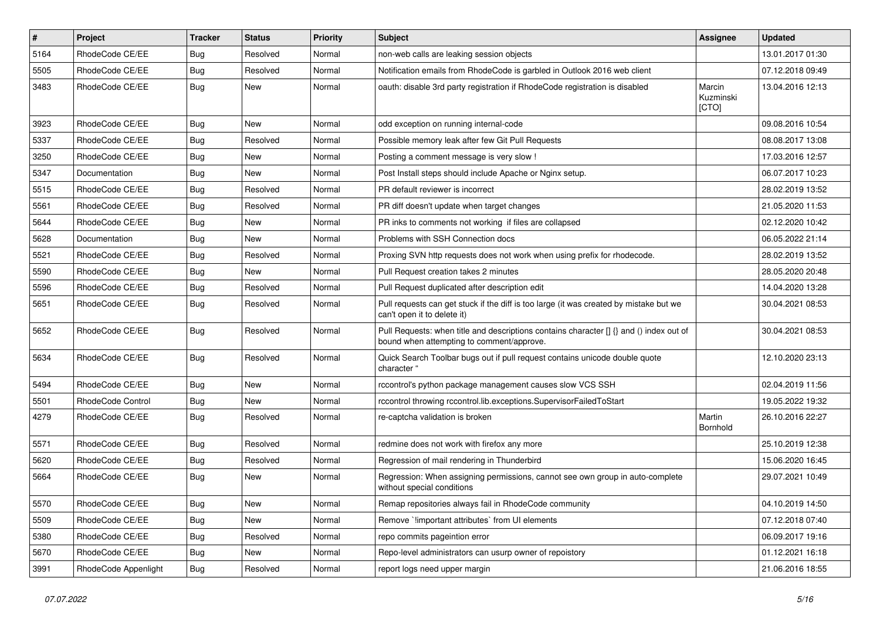| # | Project | Tracker | Status | Priority | Subject | Assignee | Updated |
|---|---|---|---|---|---|---|---|
| 5164 | RhodeCode CE/EE | Bug | Resolved | Normal | non-web calls are leaking session objects | | 13.01.2017 01:30 |
| 5505 | RhodeCode CE/EE | Bug | Resolved | Normal | Notification emails from RhodeCode is garbled in Outlook 2016 web client | | 07.12.2018 09:49 |
| 3483 | RhodeCode CE/EE | Bug | New | Normal | oauth: disable 3rd party registration if RhodeCode registration is disabled | Marcin Kuzminski [CTO] | 13.04.2016 12:13 |
| 3923 | RhodeCode CE/EE | Bug | New | Normal | odd exception on running internal-code | | 09.08.2016 10:54 |
| 5337 | RhodeCode CE/EE | Bug | Resolved | Normal | Possible memory leak after few Git Pull Requests | | 08.08.2017 13:08 |
| 3250 | RhodeCode CE/EE | Bug | New | Normal | Posting a comment message is very slow ! | | 17.03.2016 12:57 |
| 5347 | Documentation | Bug | New | Normal | Post Install steps should include Apache or Nginx setup. | | 06.07.2017 10:23 |
| 5515 | RhodeCode CE/EE | Bug | Resolved | Normal | PR default reviewer is incorrect | | 28.02.2019 13:52 |
| 5561 | RhodeCode CE/EE | Bug | Resolved | Normal | PR diff doesn't update when target changes | | 21.05.2020 11:53 |
| 5644 | RhodeCode CE/EE | Bug | New | Normal | PR inks to comments not working if files are collapsed | | 02.12.2020 10:42 |
| 5628 | Documentation | Bug | New | Normal | Problems with SSH Connection docs | | 06.05.2022 21:14 |
| 5521 | RhodeCode CE/EE | Bug | Resolved | Normal | Proxing SVN http requests does not work when using prefix for rhodecode. | | 28.02.2019 13:52 |
| 5590 | RhodeCode CE/EE | Bug | New | Normal | Pull Request creation takes 2 minutes | | 28.05.2020 20:48 |
| 5596 | RhodeCode CE/EE | Bug | Resolved | Normal | Pull Request duplicated after description edit | | 14.04.2020 13:28 |
| 5651 | RhodeCode CE/EE | Bug | Resolved | Normal | Pull requests can get stuck if the diff is too large (it was created by mistake but we can't open it to delete it) | | 30.04.2021 08:53 |
| 5652 | RhodeCode CE/EE | Bug | Resolved | Normal | Pull Requests: when title and descriptions contains character [] {} and () index out of bound when attempting to comment/approve. | | 30.04.2021 08:53 |
| 5634 | RhodeCode CE/EE | Bug | Resolved | Normal | Quick Search Toolbar bugs out if pull request contains unicode double quote character " | | 12.10.2020 23:13 |
| 5494 | RhodeCode CE/EE | Bug | New | Normal | rccontrol's python package management causes slow VCS SSH | | 02.04.2019 11:56 |
| 5501 | RhodeCode Control | Bug | New | Normal | rccontrol throwing rccontrol.lib.exceptions.SupervisorFailedToStart | | 19.05.2022 19:32 |
| 4279 | RhodeCode CE/EE | Bug | Resolved | Normal | re-captcha validation is broken | Martin Bornhold | 26.10.2016 22:27 |
| 5571 | RhodeCode CE/EE | Bug | Resolved | Normal | redmine does not work with firefox any more | | 25.10.2019 12:38 |
| 5620 | RhodeCode CE/EE | Bug | Resolved | Normal | Regression of mail rendering in Thunderbird | | 15.06.2020 16:45 |
| 5664 | RhodeCode CE/EE | Bug | New | Normal | Regression: When assigning permissions, cannot see own group in auto-complete without special conditions | | 29.07.2021 10:49 |
| 5570 | RhodeCode CE/EE | Bug | New | Normal | Remap repositories always fail in RhodeCode community | | 04.10.2019 14:50 |
| 5509 | RhodeCode CE/EE | Bug | New | Normal | Remove `!important attributes` from UI elements | | 07.12.2018 07:40 |
| 5380 | RhodeCode CE/EE | Bug | Resolved | Normal | repo commits pageintion error | | 06.09.2017 19:16 |
| 5670 | RhodeCode CE/EE | Bug | New | Normal | Repo-level administrators can usurp owner of repoistory | | 01.12.2021 16:18 |
| 3991 | RhodeCode Appenlight | Bug | Resolved | Normal | report logs need upper margin | | 21.06.2016 18:55 |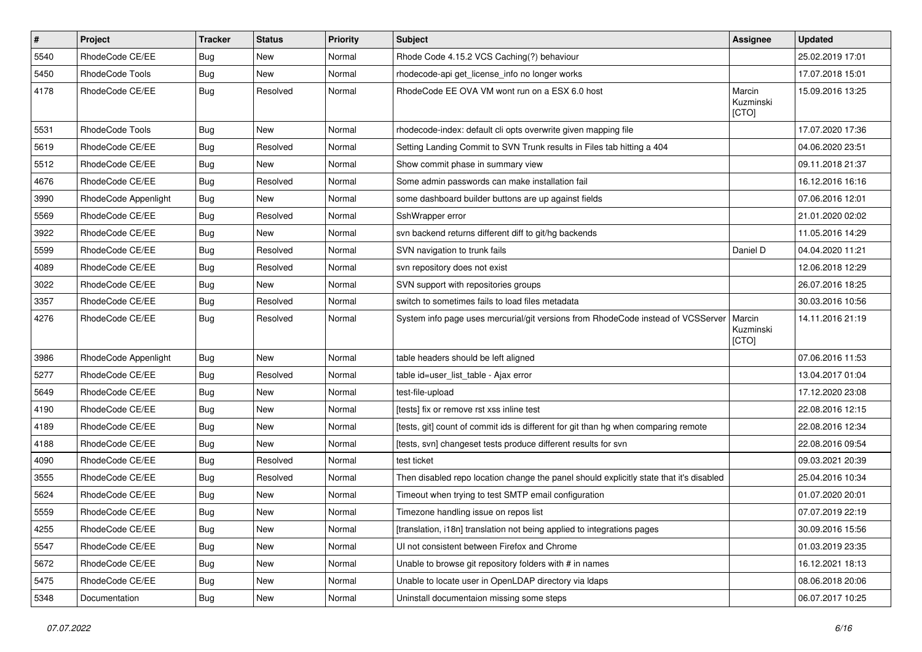| # | Project | Tracker | Status | Priority | Subject | Assignee | Updated |
|---|---|---|---|---|---|---|---|
| 5540 | RhodeCode CE/EE | Bug | New | Normal | Rhode Code 4.15.2 VCS Caching(?) behaviour | | 25.02.2019 17:01 |
| 5450 | RhodeCode Tools | Bug | New | Normal | rhodecode-api get_license_info no longer works | | 17.07.2018 15:01 |
| 4178 | RhodeCode CE/EE | Bug | Resolved | Normal | RhodeCode EE OVA VM wont run on a ESX 6.0 host | Marcin Kuzminski [CTO] | 15.09.2016 13:25 |
| 5531 | RhodeCode Tools | Bug | New | Normal | rhodecode-index: default cli opts overwrite given mapping file | | 17.07.2020 17:36 |
| 5619 | RhodeCode CE/EE | Bug | Resolved | Normal | Setting Landing Commit to SVN Trunk results in Files tab hitting a 404 | | 04.06.2020 23:51 |
| 5512 | RhodeCode CE/EE | Bug | New | Normal | Show commit phase in summary view | | 09.11.2018 21:37 |
| 4676 | RhodeCode CE/EE | Bug | Resolved | Normal | Some admin passwords can make installation fail | | 16.12.2016 16:16 |
| 3990 | RhodeCode Appenlight | Bug | New | Normal | some dashboard builder buttons are up against fields | | 07.06.2016 12:01 |
| 5569 | RhodeCode CE/EE | Bug | Resolved | Normal | SshWrapper error | | 21.01.2020 02:02 |
| 3922 | RhodeCode CE/EE | Bug | New | Normal | svn backend returns different diff to git/hg backends | | 11.05.2016 14:29 |
| 5599 | RhodeCode CE/EE | Bug | Resolved | Normal | SVN navigation to trunk fails | Daniel D | 04.04.2020 11:21 |
| 4089 | RhodeCode CE/EE | Bug | Resolved | Normal | svn repository does not exist | | 12.06.2018 12:29 |
| 3022 | RhodeCode CE/EE | Bug | New | Normal | SVN support with repositories groups | | 26.07.2016 18:25 |
| 3357 | RhodeCode CE/EE | Bug | Resolved | Normal | switch to sometimes fails to load files metadata | | 30.03.2016 10:56 |
| 4276 | RhodeCode CE/EE | Bug | Resolved | Normal | System info page uses mercurial/git versions from RhodeCode instead of VCSServer | Marcin Kuzminski [CTO] | 14.11.2016 21:19 |
| 3986 | RhodeCode Appenlight | Bug | New | Normal | table headers should be left aligned | | 07.06.2016 11:53 |
| 5277 | RhodeCode CE/EE | Bug | Resolved | Normal | table id=user_list_table - Ajax error | | 13.04.2017 01:04 |
| 5649 | RhodeCode CE/EE | Bug | New | Normal | test-file-upload | | 17.12.2020 23:08 |
| 4190 | RhodeCode CE/EE | Bug | New | Normal | [tests] fix or remove rst xss inline test | | 22.08.2016 12:15 |
| 4189 | RhodeCode CE/EE | Bug | New | Normal | [tests, git] count of commit ids is different for git than hg when comparing remote | | 22.08.2016 12:34 |
| 4188 | RhodeCode CE/EE | Bug | New | Normal | [tests, svn] changeset tests produce different results for svn | | 22.08.2016 09:54 |
| 4090 | RhodeCode CE/EE | Bug | Resolved | Normal | test ticket | | 09.03.2021 20:39 |
| 3555 | RhodeCode CE/EE | Bug | Resolved | Normal | Then disabled repo location change the panel should explicitly state that it's disabled | | 25.04.2016 10:34 |
| 5624 | RhodeCode CE/EE | Bug | New | Normal | Timeout when trying to test SMTP email configuration | | 01.07.2020 20:01 |
| 5559 | RhodeCode CE/EE | Bug | New | Normal | Timezone handling issue on repos list | | 07.07.2019 22:19 |
| 4255 | RhodeCode CE/EE | Bug | New | Normal | [translation, i18n] translation not being applied to integrations pages | | 30.09.2016 15:56 |
| 5547 | RhodeCode CE/EE | Bug | New | Normal | UI not consistent between Firefox and Chrome | | 01.03.2019 23:35 |
| 5672 | RhodeCode CE/EE | Bug | New | Normal | Unable to browse git repository folders with # in names | | 16.12.2021 18:13 |
| 5475 | RhodeCode CE/EE | Bug | New | Normal | Unable to locate user in OpenLDAP directory via ldaps | | 08.06.2018 20:06 |
| 5348 | Documentation | Bug | New | Normal | Uninstall documentaion missing some steps | | 06.07.2017 10:25 |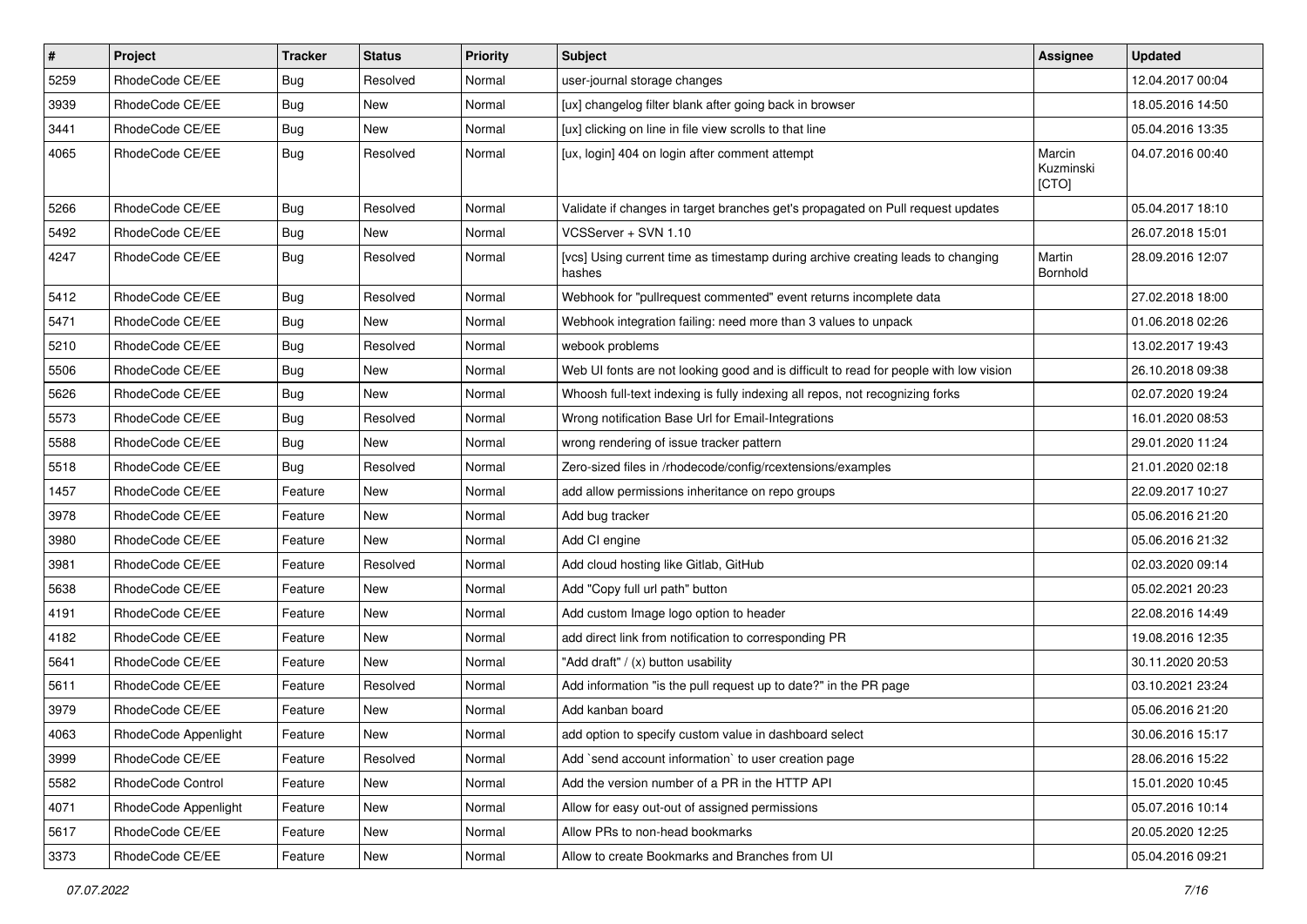| # | Project | Tracker | Status | Priority | Subject | Assignee | Updated |
|---|---|---|---|---|---|---|---|
| 5259 | RhodeCode CE/EE | Bug | Resolved | Normal | user-journal storage changes | | 12.04.2017 00:04 |
| 3939 | RhodeCode CE/EE | Bug | New | Normal | [ux] changelog filter blank after going back in browser | | 18.05.2016 14:50 |
| 3441 | RhodeCode CE/EE | Bug | New | Normal | [ux] clicking on line in file view scrolls to that line | | 05.04.2016 13:35 |
| 4065 | RhodeCode CE/EE | Bug | Resolved | Normal | [ux, login] 404 on login after comment attempt | Marcin Kuzminski [CTO] | 04.07.2016 00:40 |
| 5266 | RhodeCode CE/EE | Bug | Resolved | Normal | Validate if changes in target branches get's propagated on Pull request updates | | 05.04.2017 18:10 |
| 5492 | RhodeCode CE/EE | Bug | New | Normal | VCSServer + SVN 1.10 | | 26.07.2018 15:01 |
| 4247 | RhodeCode CE/EE | Bug | Resolved | Normal | [vcs] Using current time as timestamp during archive creating leads to changing hashes | Martin Bornhold | 28.09.2016 12:07 |
| 5412 | RhodeCode CE/EE | Bug | Resolved | Normal | Webhook for "pullrequest commented" event returns incomplete data | | 27.02.2018 18:00 |
| 5471 | RhodeCode CE/EE | Bug | New | Normal | Webhook integration failing: need more than 3 values to unpack | | 01.06.2018 02:26 |
| 5210 | RhodeCode CE/EE | Bug | Resolved | Normal | webook problems | | 13.02.2017 19:43 |
| 5506 | RhodeCode CE/EE | Bug | New | Normal | Web UI fonts are not looking good and is difficult to read for people with low vision | | 26.10.2018 09:38 |
| 5626 | RhodeCode CE/EE | Bug | New | Normal | Whoosh full-text indexing is fully indexing all repos, not recognizing forks | | 02.07.2020 19:24 |
| 5573 | RhodeCode CE/EE | Bug | Resolved | Normal | Wrong notification Base Url for Email-Integrations | | 16.01.2020 08:53 |
| 5588 | RhodeCode CE/EE | Bug | New | Normal | wrong rendering of issue tracker pattern | | 29.01.2020 11:24 |
| 5518 | RhodeCode CE/EE | Bug | Resolved | Normal | Zero-sized files in /rhodecode/config/rcextensions/examples | | 21.01.2020 02:18 |
| 1457 | RhodeCode CE/EE | Feature | New | Normal | add allow permissions inheritance on repo groups | | 22.09.2017 10:27 |
| 3978 | RhodeCode CE/EE | Feature | New | Normal | Add bug tracker | | 05.06.2016 21:20 |
| 3980 | RhodeCode CE/EE | Feature | New | Normal | Add CI engine | | 05.06.2016 21:32 |
| 3981 | RhodeCode CE/EE | Feature | Resolved | Normal | Add cloud hosting like Gitlab, GitHub | | 02.03.2020 09:14 |
| 5638 | RhodeCode CE/EE | Feature | New | Normal | Add "Copy full url path" button | | 05.02.2021 20:23 |
| 4191 | RhodeCode CE/EE | Feature | New | Normal | Add custom Image logo option to header | | 22.08.2016 14:49 |
| 4182 | RhodeCode CE/EE | Feature | New | Normal | add direct link from notification to corresponding PR | | 19.08.2016 12:35 |
| 5641 | RhodeCode CE/EE | Feature | New | Normal | "Add draft" / (x) button usability | | 30.11.2020 20:53 |
| 5611 | RhodeCode CE/EE | Feature | Resolved | Normal | Add information "is the pull request up to date?" in the PR page | | 03.10.2021 23:24 |
| 3979 | RhodeCode CE/EE | Feature | New | Normal | Add kanban board | | 05.06.2016 21:20 |
| 4063 | RhodeCode Appenlight | Feature | New | Normal | add option to specify custom value in dashboard select | | 30.06.2016 15:17 |
| 3999 | RhodeCode CE/EE | Feature | Resolved | Normal | Add `send account information` to user creation page | | 28.06.2016 15:22 |
| 5582 | RhodeCode Control | Feature | New | Normal | Add the version number of a PR in the HTTP API | | 15.01.2020 10:45 |
| 4071 | RhodeCode Appenlight | Feature | New | Normal | Allow for easy out-out of assigned permissions | | 05.07.2016 10:14 |
| 5617 | RhodeCode CE/EE | Feature | New | Normal | Allow PRs to non-head bookmarks | | 20.05.2020 12:25 |
| 3373 | RhodeCode CE/EE | Feature | New | Normal | Allow to create Bookmarks and Branches from UI | | 05.04.2016 09:21 |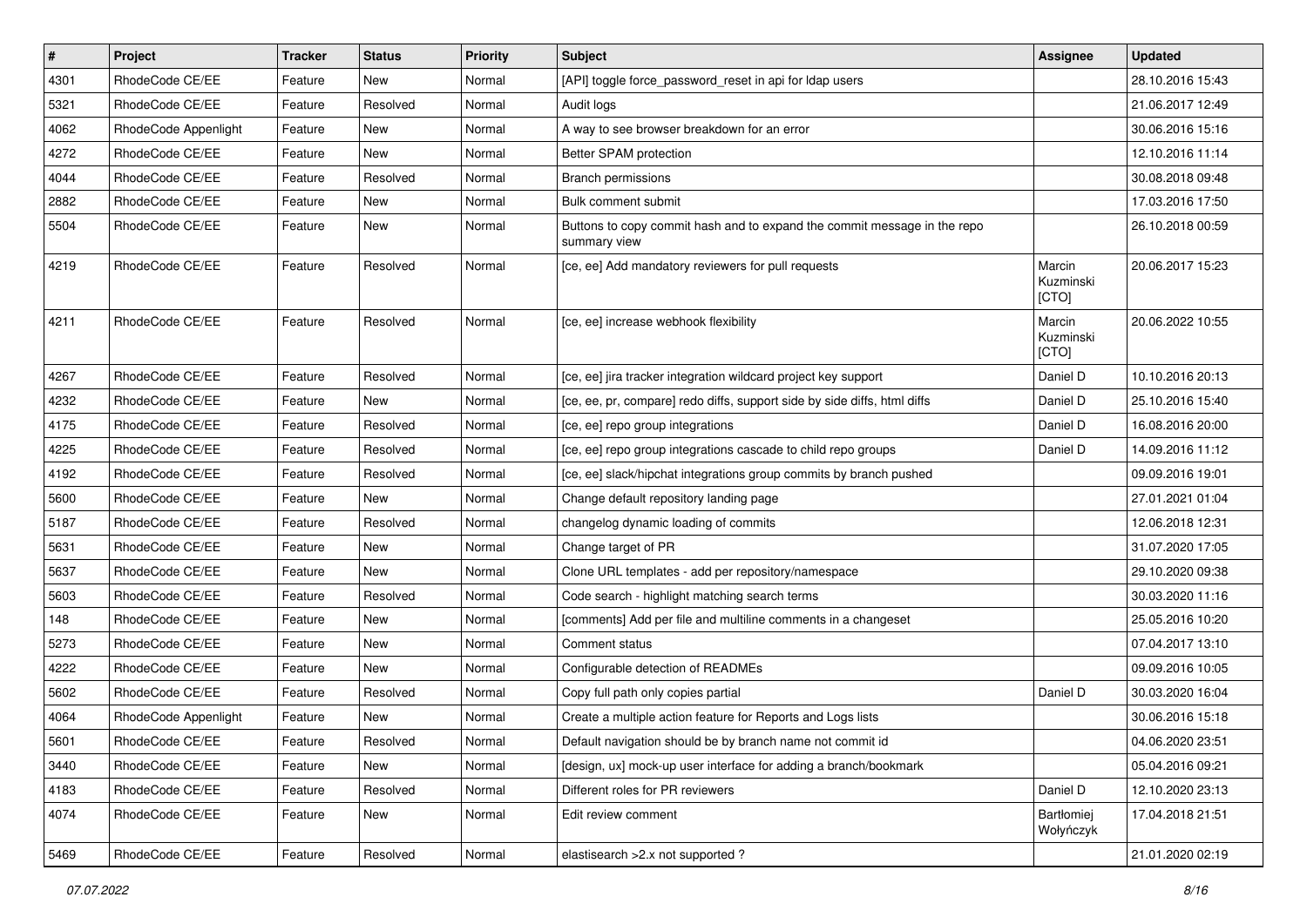| # | Project | Tracker | Status | Priority | Subject | Assignee | Updated |
|---|---|---|---|---|---|---|---|
| 4301 | RhodeCode CE/EE | Feature | New | Normal | [API] toggle force_password_reset in api for ldap users | | 28.10.2016 15:43 |
| 5321 | RhodeCode CE/EE | Feature | Resolved | Normal | Audit logs | | 21.06.2017 12:49 |
| 4062 | RhodeCode Appenlight | Feature | New | Normal | A way to see browser breakdown for an error | | 30.06.2016 15:16 |
| 4272 | RhodeCode CE/EE | Feature | New | Normal | Better SPAM protection | | 12.10.2016 11:14 |
| 4044 | RhodeCode CE/EE | Feature | Resolved | Normal | Branch permissions | | 30.08.2018 09:48 |
| 2882 | RhodeCode CE/EE | Feature | New | Normal | Bulk comment submit | | 17.03.2016 17:50 |
| 5504 | RhodeCode CE/EE | Feature | New | Normal | Buttons to copy commit hash and to expand the commit message in the repo summary view | | 26.10.2018 00:59 |
| 4219 | RhodeCode CE/EE | Feature | Resolved | Normal | [ce, ee] Add mandatory reviewers for pull requests | Marcin Kuzminski [CTO] | 20.06.2017 15:23 |
| 4211 | RhodeCode CE/EE | Feature | Resolved | Normal | [ce, ee] increase webhook flexibility | Marcin Kuzminski [CTO] | 20.06.2022 10:55 |
| 4267 | RhodeCode CE/EE | Feature | Resolved | Normal | [ce, ee] jira tracker integration wildcard project key support | Daniel D | 10.10.2016 20:13 |
| 4232 | RhodeCode CE/EE | Feature | New | Normal | [ce, ee, pr, compare] redo diffs, support side by side diffs, html diffs | Daniel D | 25.10.2016 15:40 |
| 4175 | RhodeCode CE/EE | Feature | Resolved | Normal | [ce, ee] repo group integrations | Daniel D | 16.08.2016 20:00 |
| 4225 | RhodeCode CE/EE | Feature | Resolved | Normal | [ce, ee] repo group integrations cascade to child repo groups | Daniel D | 14.09.2016 11:12 |
| 4192 | RhodeCode CE/EE | Feature | Resolved | Normal | [ce, ee] slack/hipchat integrations group commits by branch pushed | | 09.09.2016 19:01 |
| 5600 | RhodeCode CE/EE | Feature | New | Normal | Change default repository landing page | | 27.01.2021 01:04 |
| 5187 | RhodeCode CE/EE | Feature | Resolved | Normal | changelog dynamic loading of commits | | 12.06.2018 12:31 |
| 5631 | RhodeCode CE/EE | Feature | New | Normal | Change target of PR | | 31.07.2020 17:05 |
| 5637 | RhodeCode CE/EE | Feature | New | Normal | Clone URL templates - add per repository/namespace | | 29.10.2020 09:38 |
| 5603 | RhodeCode CE/EE | Feature | Resolved | Normal | Code search - highlight matching search terms | | 30.03.2020 11:16 |
| 148 | RhodeCode CE/EE | Feature | New | Normal | [comments] Add per file and multiline comments in a changeset | | 25.05.2016 10:20 |
| 5273 | RhodeCode CE/EE | Feature | New | Normal | Comment status | | 07.04.2017 13:10 |
| 4222 | RhodeCode CE/EE | Feature | New | Normal | Configurable detection of READMEs | | 09.09.2016 10:05 |
| 5602 | RhodeCode CE/EE | Feature | Resolved | Normal | Copy full path only copies partial | Daniel D | 30.03.2020 16:04 |
| 4064 | RhodeCode Appenlight | Feature | New | Normal | Create a multiple action feature for Reports and Logs lists | | 30.06.2016 15:18 |
| 5601 | RhodeCode CE/EE | Feature | Resolved | Normal | Default navigation should be by branch name not commit id | | 04.06.2020 23:51 |
| 3440 | RhodeCode CE/EE | Feature | New | Normal | [design, ux] mock-up user interface for adding a branch/bookmark | | 05.04.2016 09:21 |
| 4183 | RhodeCode CE/EE | Feature | Resolved | Normal | Different roles for PR reviewers | Daniel D | 12.10.2020 23:13 |
| 4074 | RhodeCode CE/EE | Feature | New | Normal | Edit review comment | Bartłomiej Wołyńczyk | 17.04.2018 21:51 |
| 5469 | RhodeCode CE/EE | Feature | Resolved | Normal | elastisearch >2.x not supported ? | | 21.01.2020 02:19 |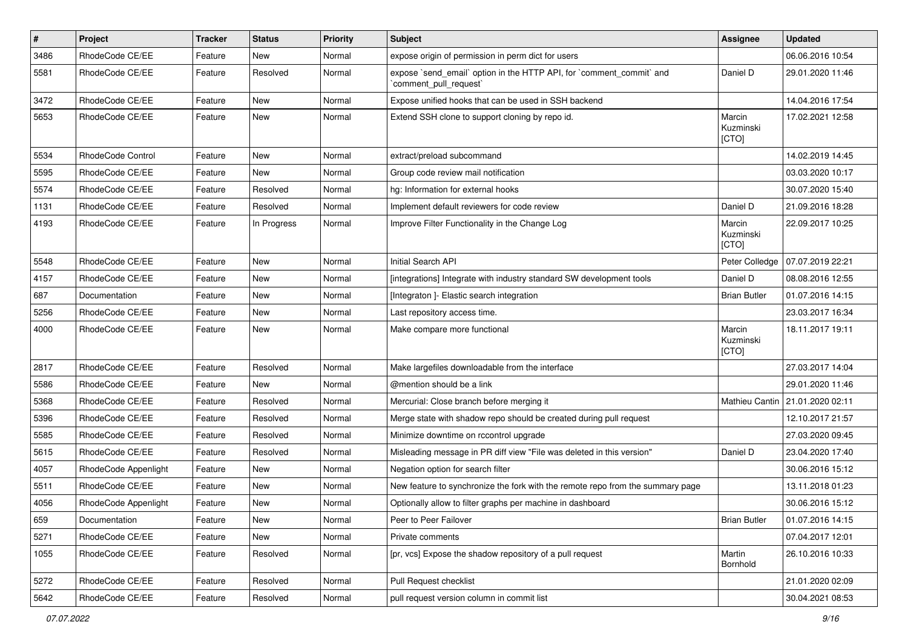| # | Project | Tracker | Status | Priority | Subject | Assignee | Updated |
|---|---|---|---|---|---|---|---|
| 3486 | RhodeCode CE/EE | Feature | New | Normal | expose origin of permission in perm dict for users | | 06.06.2016 10:54 |
| 5581 | RhodeCode CE/EE | Feature | Resolved | Normal | expose `send_email` option in the HTTP API, for `comment_commit` and `comment_pull_request` | Daniel D | 29.01.2020 11:46 |
| 3472 | RhodeCode CE/EE | Feature | New | Normal | Expose unified hooks that can be used in SSH backend | | 14.04.2016 17:54 |
| 5653 | RhodeCode CE/EE | Feature | New | Normal | Extend SSH clone to support cloning by repo id. | Marcin Kuzminski [CTO] | 17.02.2021 12:58 |
| 5534 | RhodeCode Control | Feature | New | Normal | extract/preload subcommand | | 14.02.2019 14:45 |
| 5595 | RhodeCode CE/EE | Feature | New | Normal | Group code review mail notification | | 03.03.2020 10:17 |
| 5574 | RhodeCode CE/EE | Feature | Resolved | Normal | hg: Information for external hooks | | 30.07.2020 15:40 |
| 1131 | RhodeCode CE/EE | Feature | Resolved | Normal | Implement default reviewers for code review | Daniel D | 21.09.2016 18:28 |
| 4193 | RhodeCode CE/EE | Feature | In Progress | Normal | Improve Filter Functionality in the Change Log | Marcin Kuzminski [CTO] | 22.09.2017 10:25 |
| 5548 | RhodeCode CE/EE | Feature | New | Normal | Initial Search API | Peter Colledge | 07.07.2019 22:21 |
| 4157 | RhodeCode CE/EE | Feature | New | Normal | [integrations] Integrate with industry standard SW development tools | Daniel D | 08.08.2016 12:55 |
| 687 | Documentation | Feature | New | Normal | [Integraton ]- Elastic search integration | Brian Butler | 01.07.2016 14:15 |
| 5256 | RhodeCode CE/EE | Feature | New | Normal | Last repository access time. | | 23.03.2017 16:34 |
| 4000 | RhodeCode CE/EE | Feature | New | Normal | Make compare more functional | Marcin Kuzminski [CTO] | 18.11.2017 19:11 |
| 2817 | RhodeCode CE/EE | Feature | Resolved | Normal | Make largefiles downloadable from the interface | | 27.03.2017 14:04 |
| 5586 | RhodeCode CE/EE | Feature | New | Normal | @mention should be a link | | 29.01.2020 11:46 |
| 5368 | RhodeCode CE/EE | Feature | Resolved | Normal | Mercurial: Close branch before merging it | Mathieu Cantin | 21.01.2020 02:11 |
| 5396 | RhodeCode CE/EE | Feature | Resolved | Normal | Merge state with shadow repo should be created during pull request | | 12.10.2017 21:57 |
| 5585 | RhodeCode CE/EE | Feature | Resolved | Normal | Minimize downtime on rccontrol upgrade | | 27.03.2020 09:45 |
| 5615 | RhodeCode CE/EE | Feature | Resolved | Normal | Misleading message in PR diff view "File was deleted in this version" | Daniel D | 23.04.2020 17:40 |
| 4057 | RhodeCode Appenlight | Feature | New | Normal | Negation option for search filter | | 30.06.2016 15:12 |
| 5511 | RhodeCode CE/EE | Feature | New | Normal | New feature to synchronize the fork with the remote repo from the summary page | | 13.11.2018 01:23 |
| 4056 | RhodeCode Appenlight | Feature | New | Normal | Optionally allow to filter graphs per machine in dashboard | | 30.06.2016 15:12 |
| 659 | Documentation | Feature | New | Normal | Peer to Peer Failover | Brian Butler | 01.07.2016 14:15 |
| 5271 | RhodeCode CE/EE | Feature | New | Normal | Private comments | | 07.04.2017 12:01 |
| 1055 | RhodeCode CE/EE | Feature | Resolved | Normal | [pr, vcs] Expose the shadow repository of a pull request | Martin Bornhold | 26.10.2016 10:33 |
| 5272 | RhodeCode CE/EE | Feature | Resolved | Normal | Pull Request checklist | | 21.01.2020 02:09 |
| 5642 | RhodeCode CE/EE | Feature | Resolved | Normal | pull request version column in commit list | | 30.04.2021 08:53 |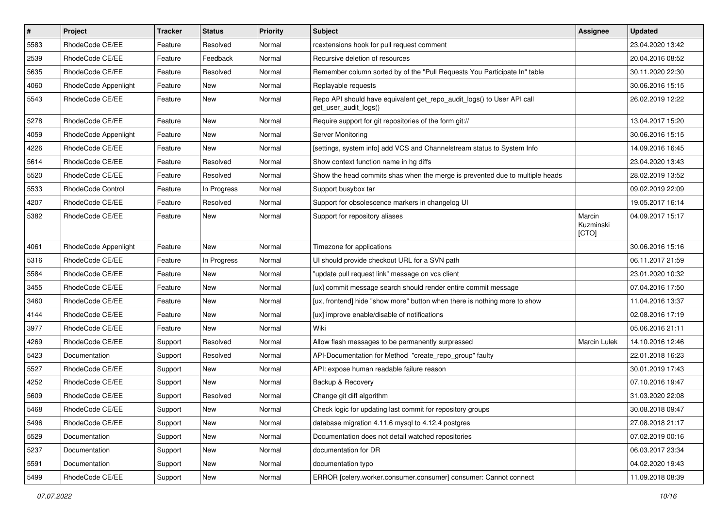| # | Project | Tracker | Status | Priority | Subject | Assignee | Updated |
|---|---|---|---|---|---|---|---|
| 5583 | RhodeCode CE/EE | Feature | Resolved | Normal | rcextensions hook for pull request comment | | 23.04.2020 13:42 |
| 2539 | RhodeCode CE/EE | Feature | Feedback | Normal | Recursive deletion of resources | | 20.04.2016 08:52 |
| 5635 | RhodeCode CE/EE | Feature | Resolved | Normal | Remember column sorted by of the "Pull Requests You Participate In" table | | 30.11.2020 22:30 |
| 4060 | RhodeCode Appenlight | Feature | New | Normal | Replayable requests | | 30.06.2016 15:15 |
| 5543 | RhodeCode CE/EE | Feature | New | Normal | Repo API should have equivalent get_repo_audit_logs() to User API call get_user_audit_logs() | | 26.02.2019 12:22 |
| 5278 | RhodeCode CE/EE | Feature | New | Normal | Require support for git repositories of the form git:// | | 13.04.2017 15:20 |
| 4059 | RhodeCode Appenlight | Feature | New | Normal | Server Monitoring | | 30.06.2016 15:15 |
| 4226 | RhodeCode CE/EE | Feature | New | Normal | [settings, system info] add VCS and Channelstream status to System Info | | 14.09.2016 16:45 |
| 5614 | RhodeCode CE/EE | Feature | Resolved | Normal | Show context function name in hg diffs | | 23.04.2020 13:43 |
| 5520 | RhodeCode CE/EE | Feature | Resolved | Normal | Show the head commits shas when the merge is prevented due to multiple heads | | 28.02.2019 13:52 |
| 5533 | RhodeCode Control | Feature | In Progress | Normal | Support busybox tar | | 09.02.2019 22:09 |
| 4207 | RhodeCode CE/EE | Feature | Resolved | Normal | Support for obsolescence markers in changelog UI | | 19.05.2017 16:14 |
| 5382 | RhodeCode CE/EE | Feature | New | Normal | Support for repository aliases | Marcin Kuzminski [CTO] | 04.09.2017 15:17 |
| 4061 | RhodeCode Appenlight | Feature | New | Normal | Timezone for applications | | 30.06.2016 15:16 |
| 5316 | RhodeCode CE/EE | Feature | In Progress | Normal | UI should provide checkout URL for a SVN path | | 06.11.2017 21:59 |
| 5584 | RhodeCode CE/EE | Feature | New | Normal | "update pull request link" message on vcs client | | 23.01.2020 10:32 |
| 3455 | RhodeCode CE/EE | Feature | New | Normal | [ux] commit message search should render entire commit message | | 07.04.2016 17:50 |
| 3460 | RhodeCode CE/EE | Feature | New | Normal | [ux, frontend] hide "show more" button when there is nothing more to show | | 11.04.2016 13:37 |
| 4144 | RhodeCode CE/EE | Feature | New | Normal | [ux] improve enable/disable of notifications | | 02.08.2016 17:19 |
| 3977 | RhodeCode CE/EE | Feature | New | Normal | Wiki | | 05.06.2016 21:11 |
| 4269 | RhodeCode CE/EE | Support | Resolved | Normal | Allow flash messages to be permanently surpressed | Marcin Lulek | 14.10.2016 12:46 |
| 5423 | Documentation | Support | Resolved | Normal | API-Documentation for Method "create_repo_group" faulty | | 22.01.2018 16:23 |
| 5527 | RhodeCode CE/EE | Support | New | Normal | API: expose human readable failure reason | | 30.01.2019 17:43 |
| 4252 | RhodeCode CE/EE | Support | New | Normal | Backup & Recovery | | 07.10.2016 19:47 |
| 5609 | RhodeCode CE/EE | Support | Resolved | Normal | Change git diff algorithm | | 31.03.2020 22:08 |
| 5468 | RhodeCode CE/EE | Support | New | Normal | Check logic for updating last commit for repository groups | | 30.08.2018 09:47 |
| 5496 | RhodeCode CE/EE | Support | New | Normal | database migration 4.11.6 mysql to 4.12.4 postgres | | 27.08.2018 21:17 |
| 5529 | Documentation | Support | New | Normal | Documentation does not detail watched repositories | | 07.02.2019 00:16 |
| 5237 | Documentation | Support | New | Normal | documentation for DR | | 06.03.2017 23:34 |
| 5591 | Documentation | Support | New | Normal | documentation typo | | 04.02.2020 19:43 |
| 5499 | RhodeCode CE/EE | Support | New | Normal | ERROR [celery.worker.consumer.consumer] consumer: Cannot connect | | 11.09.2018 08:39 |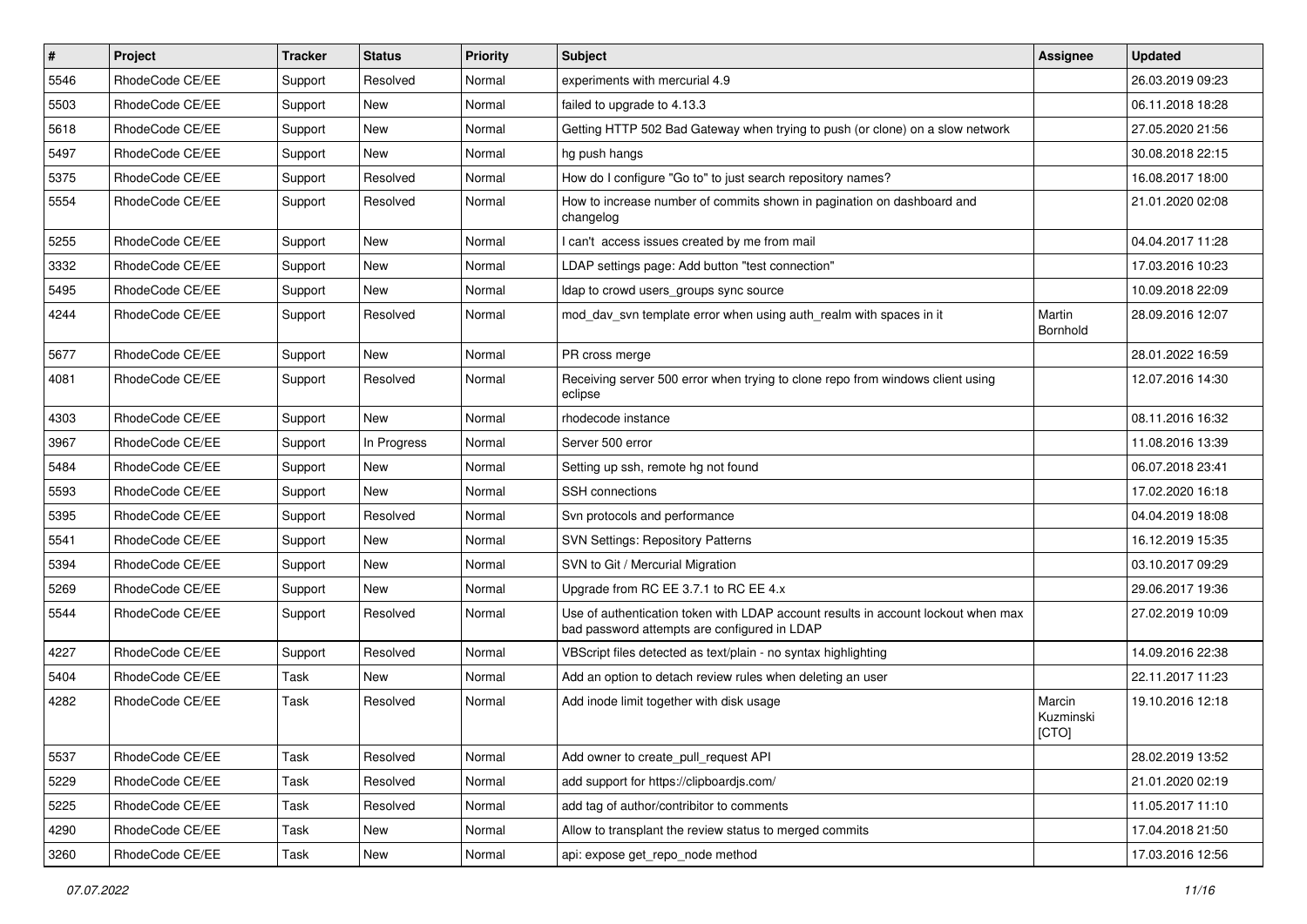| # | Project | Tracker | Status | Priority | Subject | Assignee | Updated |
|---|---|---|---|---|---|---|---|
| 5546 | RhodeCode CE/EE | Support | Resolved | Normal | experiments with mercurial 4.9 | | 26.03.2019 09:23 |
| 5503 | RhodeCode CE/EE | Support | New | Normal | failed to upgrade to 4.13.3 | | 06.11.2018 18:28 |
| 5618 | RhodeCode CE/EE | Support | New | Normal | Getting HTTP 502 Bad Gateway when trying to push (or clone) on a slow network | | 27.05.2020 21:56 |
| 5497 | RhodeCode CE/EE | Support | New | Normal | hg push hangs | | 30.08.2018 22:15 |
| 5375 | RhodeCode CE/EE | Support | Resolved | Normal | How do I configure "Go to" to just search repository names? | | 16.08.2017 18:00 |
| 5554 | RhodeCode CE/EE | Support | Resolved | Normal | How to increase number of commits shown in pagination on dashboard and changelog | | 21.01.2020 02:08 |
| 5255 | RhodeCode CE/EE | Support | New | Normal | I can't access issues created by me from mail | | 04.04.2017 11:28 |
| 3332 | RhodeCode CE/EE | Support | New | Normal | LDAP settings page: Add button "test connection" | | 17.03.2016 10:23 |
| 5495 | RhodeCode CE/EE | Support | New | Normal | ldap to crowd users_groups sync source | | 10.09.2018 22:09 |
| 4244 | RhodeCode CE/EE | Support | Resolved | Normal | mod_dav_svn template error when using auth_realm with spaces in it | Martin Bornhold | 28.09.2016 12:07 |
| 5677 | RhodeCode CE/EE | Support | New | Normal | PR cross merge | | 28.01.2022 16:59 |
| 4081 | RhodeCode CE/EE | Support | Resolved | Normal | Receiving server 500 error when trying to clone repo from windows client using eclipse | | 12.07.2016 14:30 |
| 4303 | RhodeCode CE/EE | Support | New | Normal | rhodecode instance | | 08.11.2016 16:32 |
| 3967 | RhodeCode CE/EE | Support | In Progress | Normal | Server 500 error | | 11.08.2016 13:39 |
| 5484 | RhodeCode CE/EE | Support | New | Normal | Setting up ssh, remote hg not found | | 06.07.2018 23:41 |
| 5593 | RhodeCode CE/EE | Support | New | Normal | SSH connections | | 17.02.2020 16:18 |
| 5395 | RhodeCode CE/EE | Support | Resolved | Normal | Svn protocols and performance | | 04.04.2019 18:08 |
| 5541 | RhodeCode CE/EE | Support | New | Normal | SVN Settings: Repository Patterns | | 16.12.2019 15:35 |
| 5394 | RhodeCode CE/EE | Support | New | Normal | SVN to Git / Mercurial Migration | | 03.10.2017 09:29 |
| 5269 | RhodeCode CE/EE | Support | New | Normal | Upgrade from RC EE 3.7.1 to RC EE 4.x | | 29.06.2017 19:36 |
| 5544 | RhodeCode CE/EE | Support | Resolved | Normal | Use of authentication token with LDAP account results in account lockout when max bad password attempts are configured in LDAP | | 27.02.2019 10:09 |
| 4227 | RhodeCode CE/EE | Support | Resolved | Normal | VBScript files detected as text/plain - no syntax highlighting | | 14.09.2016 22:38 |
| 5404 | RhodeCode CE/EE | Task | New | Normal | Add an option to detach review rules when deleting an user | | 22.11.2017 11:23 |
| 4282 | RhodeCode CE/EE | Task | Resolved | Normal | Add inode limit together with disk usage | Marcin Kuzminski [CTO] | 19.10.2016 12:18 |
| 5537 | RhodeCode CE/EE | Task | Resolved | Normal | Add owner to create_pull_request API | | 28.02.2019 13:52 |
| 5229 | RhodeCode CE/EE | Task | Resolved | Normal | add support for https://clipboardjs.com/ | | 21.01.2020 02:19 |
| 5225 | RhodeCode CE/EE | Task | Resolved | Normal | add tag of author/contribitor to comments | | 11.05.2017 11:10 |
| 4290 | RhodeCode CE/EE | Task | New | Normal | Allow to transplant the review status to merged commits | | 17.04.2018 21:50 |
| 3260 | RhodeCode CE/EE | Task | New | Normal | api: expose get_repo_node method | | 17.03.2016 12:56 |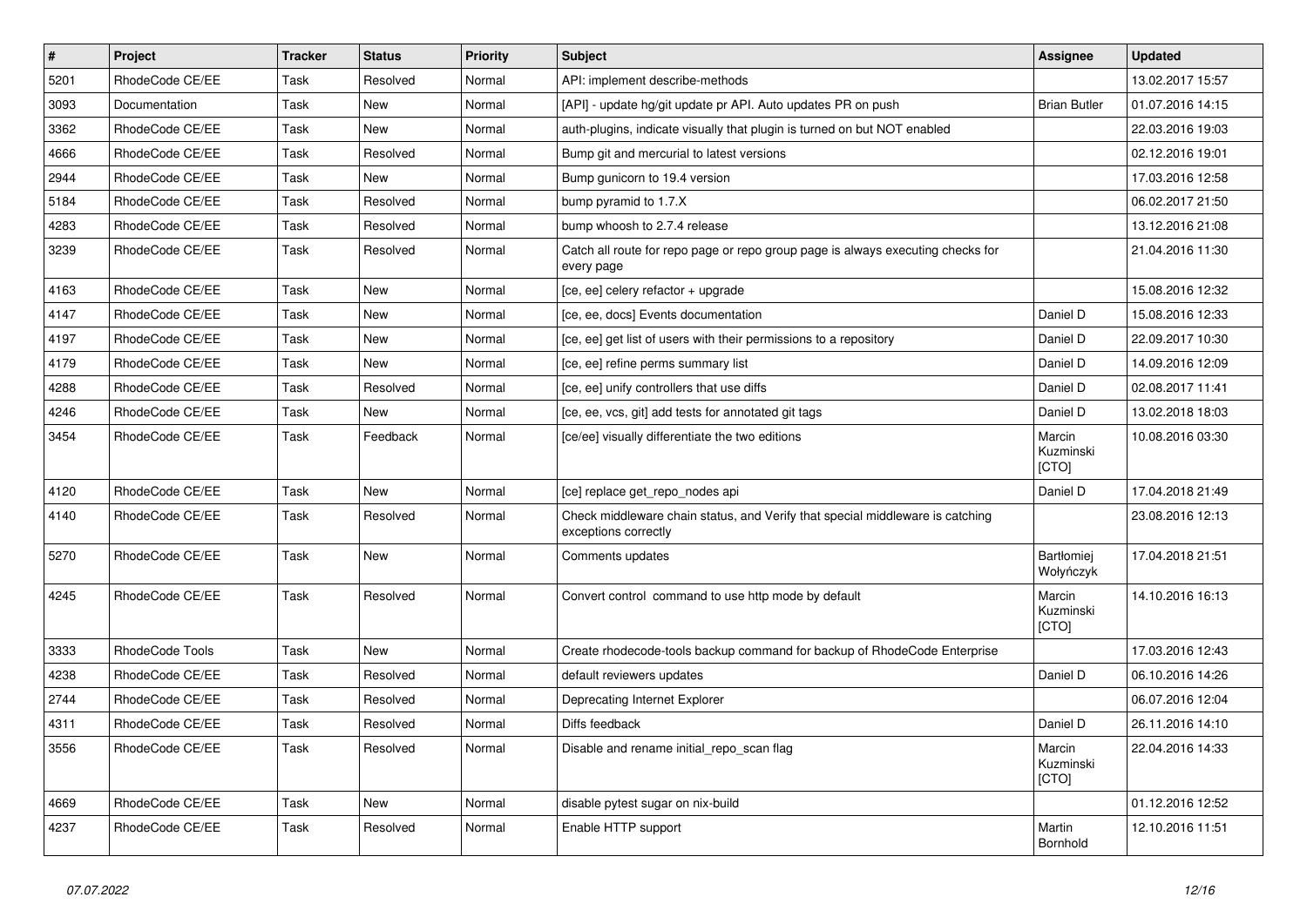| # | Project | Tracker | Status | Priority | Subject | Assignee | Updated |
|---|---|---|---|---|---|---|---|
| 5201 | RhodeCode CE/EE | Task | Resolved | Normal | API: implement describe-methods | | 13.02.2017 15:57 |
| 3093 | Documentation | Task | New | Normal | [API] - update hg/git update pr API. Auto updates PR on push | Brian Butler | 01.07.2016 14:15 |
| 3362 | RhodeCode CE/EE | Task | New | Normal | auth-plugins, indicate visually that plugin is turned on but NOT enabled | | 22.03.2016 19:03 |
| 4666 | RhodeCode CE/EE | Task | Resolved | Normal | Bump git and mercurial to latest versions | | 02.12.2016 19:01 |
| 2944 | RhodeCode CE/EE | Task | New | Normal | Bump gunicorn to 19.4 version | | 17.03.2016 12:58 |
| 5184 | RhodeCode CE/EE | Task | Resolved | Normal | bump pyramid to 1.7.X | | 06.02.2017 21:50 |
| 4283 | RhodeCode CE/EE | Task | Resolved | Normal | bump whoosh to 2.7.4 release | | 13.12.2016 21:08 |
| 3239 | RhodeCode CE/EE | Task | Resolved | Normal | Catch all route for repo page or repo group page is always executing checks for every page | | 21.04.2016 11:30 |
| 4163 | RhodeCode CE/EE | Task | New | Normal | [ce, ee] celery refactor + upgrade | | 15.08.2016 12:32 |
| 4147 | RhodeCode CE/EE | Task | New | Normal | [ce, ee, docs] Events documentation | Daniel D | 15.08.2016 12:33 |
| 4197 | RhodeCode CE/EE | Task | New | Normal | [ce, ee] get list of users with their permissions to a repository | Daniel D | 22.09.2017 10:30 |
| 4179 | RhodeCode CE/EE | Task | New | Normal | [ce, ee] refine perms summary list | Daniel D | 14.09.2016 12:09 |
| 4288 | RhodeCode CE/EE | Task | Resolved | Normal | [ce, ee] unify controllers that use diffs | Daniel D | 02.08.2017 11:41 |
| 4246 | RhodeCode CE/EE | Task | New | Normal | [ce, ee, vcs, git] add tests for annotated git tags | Daniel D | 13.02.2018 18:03 |
| 3454 | RhodeCode CE/EE | Task | Feedback | Normal | [ce/ee] visually differentiate the two editions | Marcin Kuzminski [CTO] | 10.08.2016 03:30 |
| 4120 | RhodeCode CE/EE | Task | New | Normal | [ce] replace get_repo_nodes api | Daniel D | 17.04.2018 21:49 |
| 4140 | RhodeCode CE/EE | Task | Resolved | Normal | Check middleware chain status, and Verify that special middleware is catching exceptions correctly | | 23.08.2016 12:13 |
| 5270 | RhodeCode CE/EE | Task | New | Normal | Comments updates | Bartłomiej Wołyńczyk | 17.04.2018 21:51 |
| 4245 | RhodeCode CE/EE | Task | Resolved | Normal | Convert control command to use http mode by default | Marcin Kuzminski [CTO] | 14.10.2016 16:13 |
| 3333 | RhodeCode Tools | Task | New | Normal | Create rhodecode-tools backup command for backup of RhodeCode Enterprise | | 17.03.2016 12:43 |
| 4238 | RhodeCode CE/EE | Task | Resolved | Normal | default reviewers updates | Daniel D | 06.10.2016 14:26 |
| 2744 | RhodeCode CE/EE | Task | Resolved | Normal | Deprecating Internet Explorer | | 06.07.2016 12:04 |
| 4311 | RhodeCode CE/EE | Task | Resolved | Normal | Diffs feedback | Daniel D | 26.11.2016 14:10 |
| 3556 | RhodeCode CE/EE | Task | Resolved | Normal | Disable and rename initial_repo_scan flag | Marcin Kuzminski [CTO] | 22.04.2016 14:33 |
| 4669 | RhodeCode CE/EE | Task | New | Normal | disable pytest sugar on nix-build | | 01.12.2016 12:52 |
| 4237 | RhodeCode CE/EE | Task | Resolved | Normal | Enable HTTP support | Martin Bornhold | 12.10.2016 11:51 |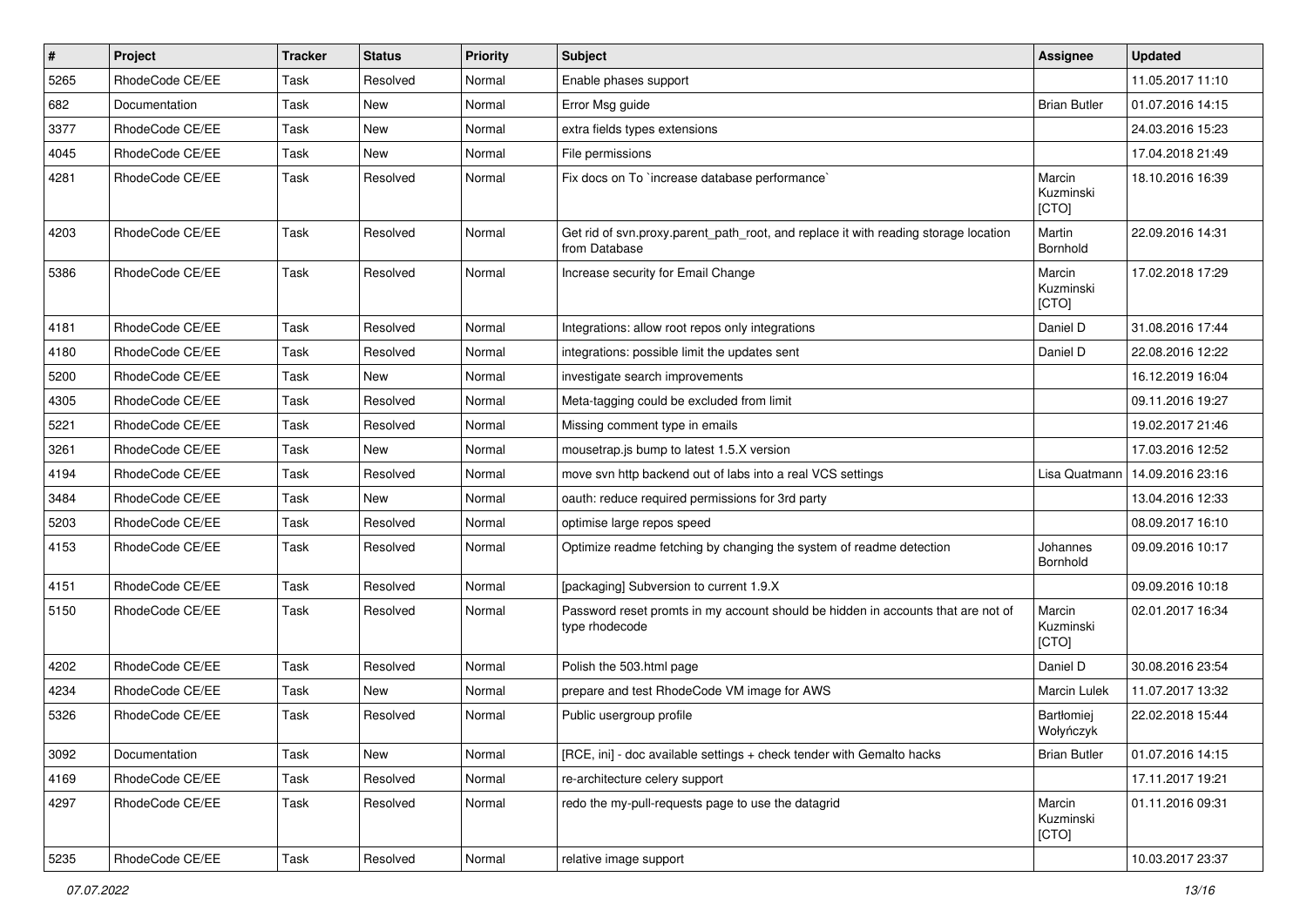| # | Project | Tracker | Status | Priority | Subject | Assignee | Updated |
|---|---|---|---|---|---|---|---|
| 5265 | RhodeCode CE/EE | Task | Resolved | Normal | Enable phases support | | 11.05.2017 11:10 |
| 682 | Documentation | Task | New | Normal | Error Msg guide | Brian Butler | 01.07.2016 14:15 |
| 3377 | RhodeCode CE/EE | Task | New | Normal | extra fields types extensions | | 24.03.2016 15:23 |
| 4045 | RhodeCode CE/EE | Task | New | Normal | File permissions | | 17.04.2018 21:49 |
| 4281 | RhodeCode CE/EE | Task | Resolved | Normal | Fix docs on To `increase database performance` | Marcin Kuzminski [CTO] | 18.10.2016 16:39 |
| 4203 | RhodeCode CE/EE | Task | Resolved | Normal | Get rid of svn.proxy.parent_path_root, and replace it with reading storage location from Database | Martin Bornhold | 22.09.2016 14:31 |
| 5386 | RhodeCode CE/EE | Task | Resolved | Normal | Increase security for Email Change | Marcin Kuzminski [CTO] | 17.02.2018 17:29 |
| 4181 | RhodeCode CE/EE | Task | Resolved | Normal | Integrations: allow root repos only integrations | Daniel D | 31.08.2016 17:44 |
| 4180 | RhodeCode CE/EE | Task | Resolved | Normal | integrations: possible limit the updates sent | Daniel D | 22.08.2016 12:22 |
| 5200 | RhodeCode CE/EE | Task | New | Normal | investigate search improvements | | 16.12.2019 16:04 |
| 4305 | RhodeCode CE/EE | Task | Resolved | Normal | Meta-tagging could be excluded from limit | | 09.11.2016 19:27 |
| 5221 | RhodeCode CE/EE | Task | Resolved | Normal | Missing comment type in emails | | 19.02.2017 21:46 |
| 3261 | RhodeCode CE/EE | Task | New | Normal | mousetrap.js bump to latest 1.5.X version | | 17.03.2016 12:52 |
| 4194 | RhodeCode CE/EE | Task | Resolved | Normal | move svn http backend out of labs into a real VCS settings | Lisa Quatmann | 14.09.2016 23:16 |
| 3484 | RhodeCode CE/EE | Task | New | Normal | oauth: reduce required permissions for 3rd party | | 13.04.2016 12:33 |
| 5203 | RhodeCode CE/EE | Task | Resolved | Normal | optimise large repos speed | | 08.09.2017 16:10 |
| 4153 | RhodeCode CE/EE | Task | Resolved | Normal | Optimize readme fetching by changing the system of readme detection | Johannes Bornhold | 09.09.2016 10:17 |
| 4151 | RhodeCode CE/EE | Task | Resolved | Normal | [packaging] Subversion to current 1.9.X | | 09.09.2016 10:18 |
| 5150 | RhodeCode CE/EE | Task | Resolved | Normal | Password reset promts in my account should be hidden in accounts that are not of type rhodecode | Marcin Kuzminski [CTO] | 02.01.2017 16:34 |
| 4202 | RhodeCode CE/EE | Task | Resolved | Normal | Polish the 503.html page | Daniel D | 30.08.2016 23:54 |
| 4234 | RhodeCode CE/EE | Task | New | Normal | prepare and test RhodeCode VM image for AWS | Marcin Lulek | 11.07.2017 13:32 |
| 5326 | RhodeCode CE/EE | Task | Resolved | Normal | Public usergroup profile | Bartłomiej Wołyńczyk | 22.02.2018 15:44 |
| 3092 | Documentation | Task | New | Normal | [RCE, ini] - doc available settings + check tender with Gemalto hacks | Brian Butler | 01.07.2016 14:15 |
| 4169 | RhodeCode CE/EE | Task | Resolved | Normal | re-architecture celery support | | 17.11.2017 19:21 |
| 4297 | RhodeCode CE/EE | Task | Resolved | Normal | redo the my-pull-requests page to use the datagrid | Marcin Kuzminski [CTO] | 01.11.2016 09:31 |
| 5235 | RhodeCode CE/EE | Task | Resolved | Normal | relative image support | | 10.03.2017 23:37 |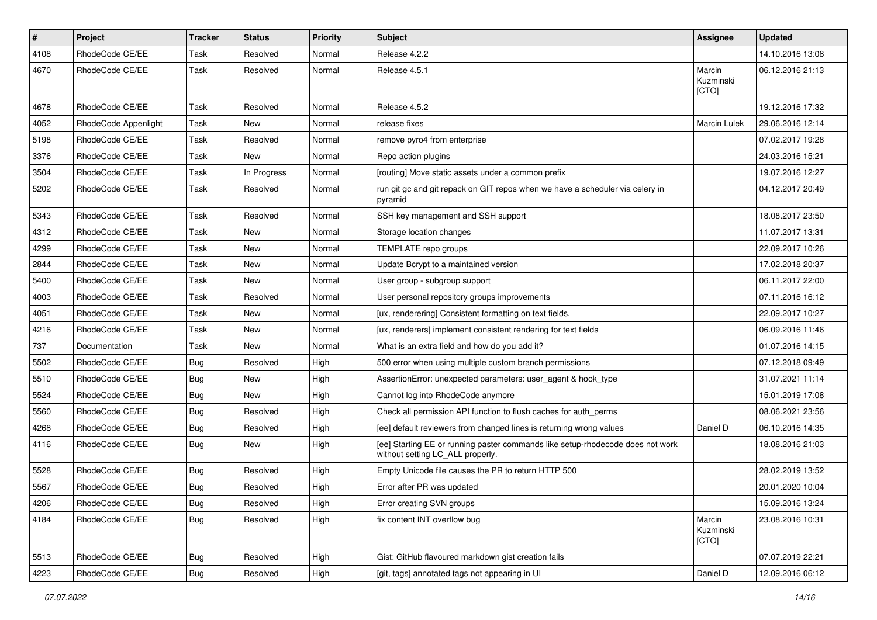| # | Project | Tracker | Status | Priority | Subject | Assignee | Updated |
| --- | --- | --- | --- | --- | --- | --- | --- |
| 4108 | RhodeCode CE/EE | Task | Resolved | Normal | Release 4.2.2 | | 14.10.2016 13:08 |
| 4670 | RhodeCode CE/EE | Task | Resolved | Normal | Release 4.5.1 | Marcin Kuzminski [CTO] | 06.12.2016 21:13 |
| 4678 | RhodeCode CE/EE | Task | Resolved | Normal | Release 4.5.2 | | 19.12.2016 17:32 |
| 4052 | RhodeCode Appenlight | Task | New | Normal | release fixes | Marcin Lulek | 29.06.2016 12:14 |
| 5198 | RhodeCode CE/EE | Task | Resolved | Normal | remove pyro4 from enterprise | | 07.02.2017 19:28 |
| 3376 | RhodeCode CE/EE | Task | New | Normal | Repo action plugins | | 24.03.2016 15:21 |
| 3504 | RhodeCode CE/EE | Task | In Progress | Normal | [routing] Move static assets under a common prefix | | 19.07.2016 12:27 |
| 5202 | RhodeCode CE/EE | Task | Resolved | Normal | run git gc and git repack on GIT repos when we have a scheduler via celery in pyramid | | 04.12.2017 20:49 |
| 5343 | RhodeCode CE/EE | Task | Resolved | Normal | SSH key management and SSH support | | 18.08.2017 23:50 |
| 4312 | RhodeCode CE/EE | Task | New | Normal | Storage location changes | | 11.07.2017 13:31 |
| 4299 | RhodeCode CE/EE | Task | New | Normal | TEMPLATE repo groups | | 22.09.2017 10:26 |
| 2844 | RhodeCode CE/EE | Task | New | Normal | Update Bcrypt to a maintained version | | 17.02.2018 20:37 |
| 5400 | RhodeCode CE/EE | Task | New | Normal | User group - subgroup support | | 06.11.2017 22:00 |
| 4003 | RhodeCode CE/EE | Task | Resolved | Normal | User personal repository groups improvements | | 07.11.2016 16:12 |
| 4051 | RhodeCode CE/EE | Task | New | Normal | [ux, renderering] Consistent formatting on text fields. | | 22.09.2017 10:27 |
| 4216 | RhodeCode CE/EE | Task | New | Normal | [ux, renderers] implement consistent rendering for text fields | | 06.09.2016 11:46 |
| 737 | Documentation | Task | New | Normal | What is an extra field and how do you add it? | | 01.07.2016 14:15 |
| 5502 | RhodeCode CE/EE | Bug | Resolved | High | 500 error when using multiple custom branch permissions | | 07.12.2018 09:49 |
| 5510 | RhodeCode CE/EE | Bug | New | High | AssertionError: unexpected parameters: user_agent & hook_type | | 31.07.2021 11:14 |
| 5524 | RhodeCode CE/EE | Bug | New | High | Cannot log into RhodeCode anymore | | 15.01.2019 17:08 |
| 5560 | RhodeCode CE/EE | Bug | Resolved | High | Check all permission API function to flush caches for auth_perms | | 08.06.2021 23:56 |
| 4268 | RhodeCode CE/EE | Bug | Resolved | High | [ee] default reviewers from changed lines is returning wrong values | Daniel D | 06.10.2016 14:35 |
| 4116 | RhodeCode CE/EE | Bug | New | High | [ee] Starting EE or running paster commands like setup-rhodecode does not work without setting LC_ALL properly. | | 18.08.2016 21:03 |
| 5528 | RhodeCode CE/EE | Bug | Resolved | High | Empty Unicode file causes the PR to return HTTP 500 | | 28.02.2019 13:52 |
| 5567 | RhodeCode CE/EE | Bug | Resolved | High | Error after PR was updated | | 20.01.2020 10:04 |
| 4206 | RhodeCode CE/EE | Bug | Resolved | High | Error creating SVN groups | | 15.09.2016 13:24 |
| 4184 | RhodeCode CE/EE | Bug | Resolved | High | fix content INT overflow bug | Marcin Kuzminski [CTO] | 23.08.2016 10:31 |
| 5513 | RhodeCode CE/EE | Bug | Resolved | High | Gist: GitHub flavoured markdown gist creation fails | | 07.07.2019 22:21 |
| 4223 | RhodeCode CE/EE | Bug | Resolved | High | [git, tags] annotated tags not appearing in UI | Daniel D | 12.09.2016 06:12 |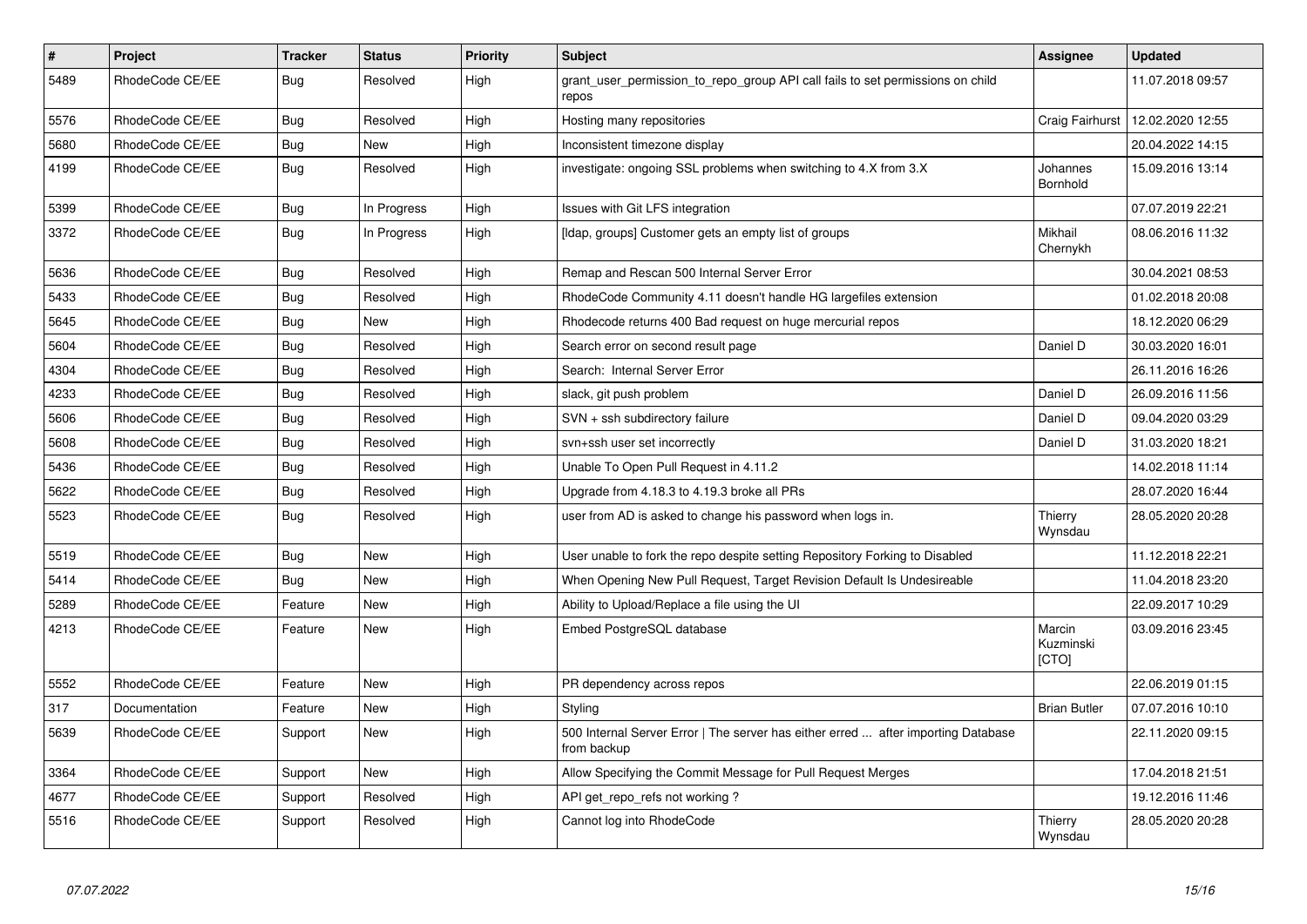| # | Project | Tracker | Status | Priority | Subject | Assignee | Updated |
|---|---|---|---|---|---|---|---|
| 5489 | RhodeCode CE/EE | Bug | Resolved | High | grant_user_permission_to_repo_group API call fails to set permissions on child repos | | 11.07.2018 09:57 |
| 5576 | RhodeCode CE/EE | Bug | Resolved | High | Hosting many repositories | Craig Fairhurst | 12.02.2020 12:55 |
| 5680 | RhodeCode CE/EE | Bug | New | High | Inconsistent timezone display | | 20.04.2022 14:15 |
| 4199 | RhodeCode CE/EE | Bug | Resolved | High | investigate: ongoing SSL problems when switching to 4.X from 3.X | Johannes Bornhold | 15.09.2016 13:14 |
| 5399 | RhodeCode CE/EE | Bug | In Progress | High | Issues with Git LFS integration | | 07.07.2019 22:21 |
| 3372 | RhodeCode CE/EE | Bug | In Progress | High | [ldap, groups] Customer gets an empty list of groups | Mikhail Chernykh | 08.06.2016 11:32 |
| 5636 | RhodeCode CE/EE | Bug | Resolved | High | Remap and Rescan 500 Internal Server Error | | 30.04.2021 08:53 |
| 5433 | RhodeCode CE/EE | Bug | Resolved | High | RhodeCode Community 4.11 doesn't handle HG largefiles extension | | 01.02.2018 20:08 |
| 5645 | RhodeCode CE/EE | Bug | New | High | Rhodecode returns 400 Bad request on huge mercurial repos | | 18.12.2020 06:29 |
| 5604 | RhodeCode CE/EE | Bug | Resolved | High | Search error on second result page | Daniel D | 30.03.2020 16:01 |
| 4304 | RhodeCode CE/EE | Bug | Resolved | High | Search: Internal Server Error | | 26.11.2016 16:26 |
| 4233 | RhodeCode CE/EE | Bug | Resolved | High | slack, git push problem | Daniel D | 26.09.2016 11:56 |
| 5606 | RhodeCode CE/EE | Bug | Resolved | High | SVN + ssh subdirectory failure | Daniel D | 09.04.2020 03:29 |
| 5608 | RhodeCode CE/EE | Bug | Resolved | High | svn+ssh user set incorrectly | Daniel D | 31.03.2020 18:21 |
| 5436 | RhodeCode CE/EE | Bug | Resolved | High | Unable To Open Pull Request in 4.11.2 | | 14.02.2018 11:14 |
| 5622 | RhodeCode CE/EE | Bug | Resolved | High | Upgrade from 4.18.3 to 4.19.3 broke all PRs | | 28.07.2020 16:44 |
| 5523 | RhodeCode CE/EE | Bug | Resolved | High | user from AD is asked to change his password when logs in. | Thierry Wynsdau | 28.05.2020 20:28 |
| 5519 | RhodeCode CE/EE | Bug | New | High | User unable to fork the repo despite setting Repository Forking to Disabled | | 11.12.2018 22:21 |
| 5414 | RhodeCode CE/EE | Bug | New | High | When Opening New Pull Request, Target Revision Default Is Undesireable | | 11.04.2018 23:20 |
| 5289 | RhodeCode CE/EE | Feature | New | High | Ability to Upload/Replace a file using the UI | | 22.09.2017 10:29 |
| 4213 | RhodeCode CE/EE | Feature | New | High | Embed PostgreSQL database | Marcin Kuzminski [CTO] | 03.09.2016 23:45 |
| 5552 | RhodeCode CE/EE | Feature | New | High | PR dependency across repos | | 22.06.2019 01:15 |
| 317 | Documentation | Feature | New | High | Styling | Brian Butler | 07.07.2016 10:10 |
| 5639 | RhodeCode CE/EE | Support | New | High | 500 Internal Server Error \| The server has either erred ... after importing Database from backup | | 22.11.2020 09:15 |
| 3364 | RhodeCode CE/EE | Support | New | High | Allow Specifying the Commit Message for Pull Request Merges | | 17.04.2018 21:51 |
| 4677 | RhodeCode CE/EE | Support | Resolved | High | API get_repo_refs not working ? | | 19.12.2016 11:46 |
| 5516 | RhodeCode CE/EE | Support | Resolved | High | Cannot log into RhodeCode | Thierry Wynsdau | 28.05.2020 20:28 |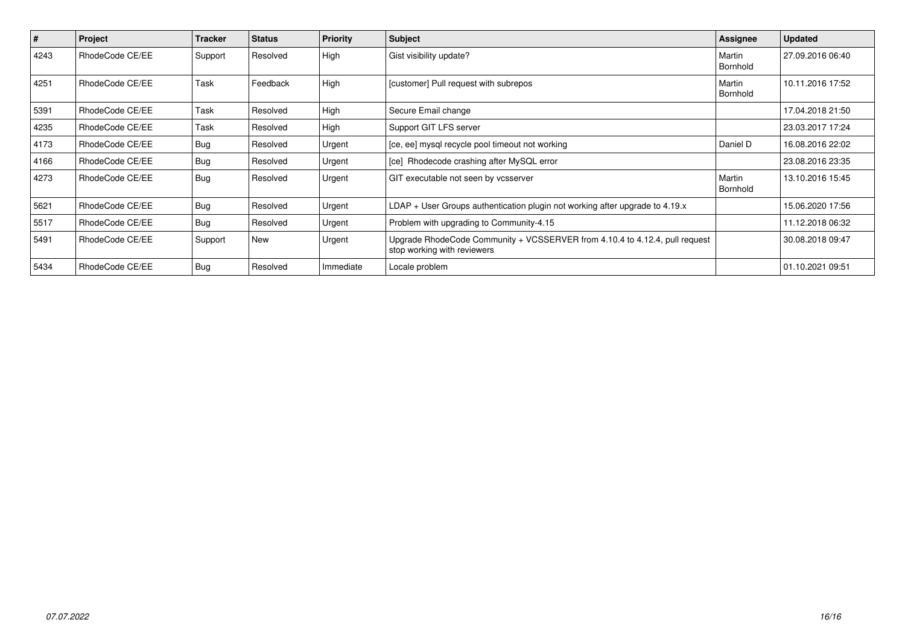| # | Project | Tracker | Status | Priority | Subject | Assignee | Updated |
|---|---|---|---|---|---|---|---|
| 4243 | RhodeCode CE/EE | Support | Resolved | High | Gist visibility update? | Martin Bornhold | 27.09.2016 06:40 |
| 4251 | RhodeCode CE/EE | Task | Feedback | High | [customer] Pull request with subrepos | Martin Bornhold | 10.11.2016 17:52 |
| 5391 | RhodeCode CE/EE | Task | Resolved | High | Secure Email change | | 17.04.2018 21:50 |
| 4235 | RhodeCode CE/EE | Task | Resolved | High | Support GIT LFS server | | 23.03.2017 17:24 |
| 4173 | RhodeCode CE/EE | Bug | Resolved | Urgent | [ce, ee] mysql recycle pool timeout not working | Daniel D | 16.08.2016 22:02 |
| 4166 | RhodeCode CE/EE | Bug | Resolved | Urgent | [ce] Rhodecode crashing after MySQL error | | 23.08.2016 23:35 |
| 4273 | RhodeCode CE/EE | Bug | Resolved | Urgent | GIT executable not seen by vcsserver | Martin Bornhold | 13.10.2016 15:45 |
| 5621 | RhodeCode CE/EE | Bug | Resolved | Urgent | LDAP + User Groups authentication plugin not working after upgrade to 4.19.x | | 15.06.2020 17:56 |
| 5517 | RhodeCode CE/EE | Bug | Resolved | Urgent | Problem with upgrading to Community-4.15 | | 11.12.2018 06:32 |
| 5491 | RhodeCode CE/EE | Support | New | Urgent | Upgrade RhodeCode Community + VCSSERVER from 4.10.4 to 4.12.4, pull request stop working with reviewers | | 30.08.2018 09:47 |
| 5434 | RhodeCode CE/EE | Bug | Resolved | Immediate | Locale problem | | 01.10.2021 09:51 |